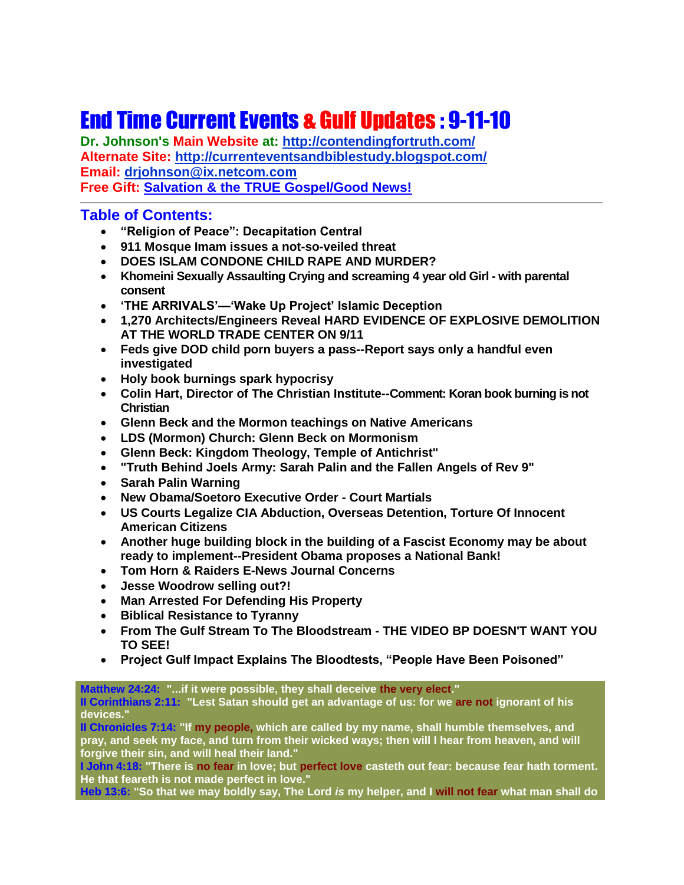# End Time Current Events & Gulf Updates : 9-11-10

**Dr. Johnson's Main Website at: http://contendingfortruth.com/**
**Alternate Site: http://currenteventsandbiblestudy.blogspot.com/**
**Email: drjohnson@ix.netcom.com**
**Free Gift: Salvation & the TRUE Gospel/Good News!**

---

## Table of Contents:

- **"Religion of Peace": Decapitation Central**
- **911 Mosque Imam issues a not-so-veiled threat**
- **DOES ISLAM CONDONE CHILD RAPE AND MURDER?**
- **Khomeini Sexually Assaulting Crying and screaming 4 year old Girl - with parental consent**
- **'THE ARRIVALS'—'Wake Up Project' Islamic Deception**
- **1,270 Architects/Engineers Reveal HARD EVIDENCE OF EXPLOSIVE DEMOLITION AT THE WORLD TRADE CENTER ON 9/11**
- **Feds give DOD child porn buyers a pass--Report says only a handful even investigated**
- **Holy book burnings spark hypocrisy**
- **Colin Hart, Director of The Christian Institute--Comment: Koran book burning is not Christian**
- **Glenn Beck and the Mormon teachings on Native Americans**
- **LDS (Mormon) Church: Glenn Beck on Mormonism**
- **Glenn Beck: Kingdom Theology, Temple of Antichrist"**
- **"Truth Behind Joels Army: Sarah Palin and the Fallen Angels of Rev 9"**
- **Sarah Palin Warning**
- **New Obama/Soetoro Executive Order - Court Martials**
- **US Courts Legalize CIA Abduction, Overseas Detention, Torture Of Innocent American Citizens**
- **Another huge building block in the building of a Fascist Economy may be about ready to implement--President Obama proposes a National Bank!**
- **Tom Horn & Raiders E-News Journal Concerns**
- **Jesse Woodrow selling out?!**
- **Man Arrested For Defending His Property**
- **Biblical Resistance to Tyranny**
- **From The Gulf Stream To The Bloodstream - THE VIDEO BP DOESN'T WANT YOU TO SEE!**
- **Project Gulf Impact Explains The Bloodtests, "People Have Been Poisoned"**

**Matthew 24:24: "...if it were possible, they shall deceive the very elect."**
**II Corinthians 2:11: "Lest Satan should get an advantage of us: for we are not ignorant of his devices."**
**II Chronicles 7:14: "If my people, which are called by my name, shall humble themselves, and pray, and seek my face, and turn from their wicked ways; then will I hear from heaven, and will forgive their sin, and will heal their land."**
**I John 4:18: "There is no fear in love; but perfect love casteth out fear: because fear hath torment. He that feareth is not made perfect in love."**
**Heb 13:6: "So that we may boldly say, The Lord *is* my helper, and I will not fear what man shall do**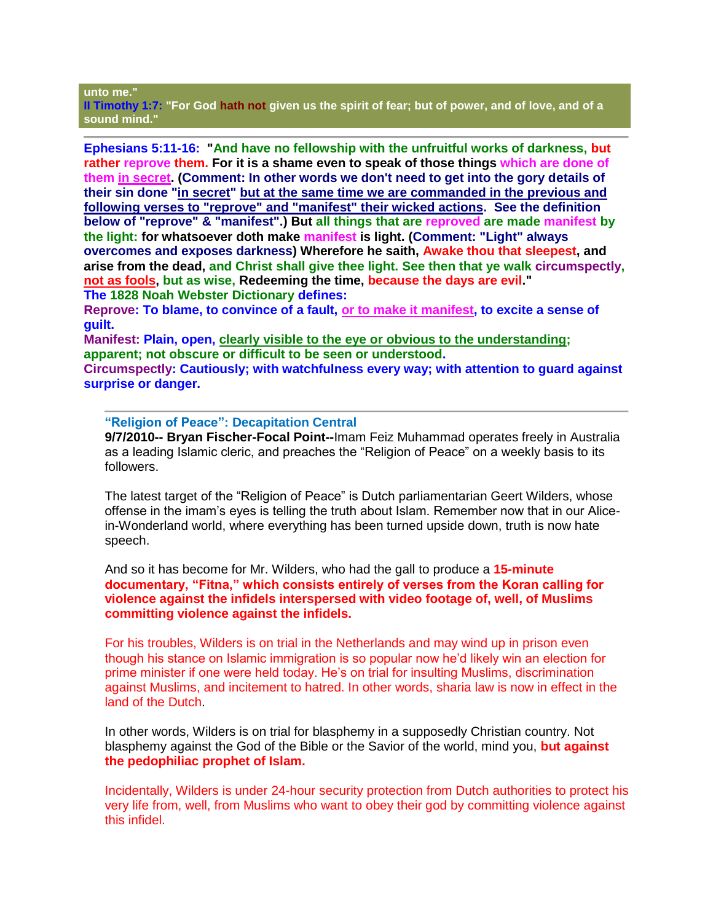**unto me."**
**II Timothy 1:7: "For God hath not given us the spirit of fear; but of power, and of love, and of a sound mind."**

---

**Ephesians 5:11-16: "And have no fellowship with the unfruitful works of darkness, but rather reprove them. For it is a shame even to speak of those things which are done of them in secret. (Comment: In other words we don't need to get into the gory details of their sin done "in secret" but at the same time we are commanded in the previous and following verses to "reprove" and "manifest" their wicked actions. See the definition below of "reprove" & "manifest".) But all things that are reproved are made manifest by the light: for whatsoever doth make manifest is light. (Comment: "Light" always overcomes and exposes darkness) Wherefore he saith, Awake thou that sleepest, and arise from the dead, and Christ shall give thee light. See then that ye walk circumspectly, not as fools, but as wise, Redeeming the time, because the days are evil."**
**The 1828 Noah Webster Dictionary defines:**
**Reprove: To blame, to convince of a fault, or to make it manifest, to excite a sense of guilt.**
**Manifest: Plain, open, clearly visible to the eye or obvious to the understanding; apparent; not obscure or difficult to be seen or understood.**
**Circumspectly: Cautiously; with watchfulness every way; with attention to guard against surprise or danger.**

---

### "Religion of Peace": Decapitation Central

**9/7/2010-- Bryan Fischer-Focal Point--**Imam Feiz Muhammad operates freely in Australia as a leading Islamic cleric, and preaches the "Religion of Peace" on a weekly basis to its followers.

The latest target of the "Religion of Peace" is Dutch parliamentarian Geert Wilders, whose offense in the imam's eyes is telling the truth about Islam. Remember now that in our Alice-in-Wonderland world, where everything has been turned upside down, truth is now hate speech.

And so it has become for Mr. Wilders, who had the gall to produce a **15-minute documentary, "Fitna," which consists entirely of verses from the Koran calling for violence against the infidels interspersed with video footage of, well, of Muslims committing violence against the infidels.**

For his troubles, Wilders is on trial in the Netherlands and may wind up in prison even though his stance on Islamic immigration is so popular now he'd likely win an election for prime minister if one were held today. He's on trial for insulting Muslims, discrimination against Muslims, and incitement to hatred. In other words, sharia law is now in effect in the land of the Dutch.

In other words, Wilders is on trial for blasphemy in a supposedly Christian country. Not blasphemy against the God of the Bible or the Savior of the world, mind you, **but against the pedophiliac prophet of Islam.**

Incidentally, Wilders is under 24-hour security protection from Dutch authorities to protect his very life from, well, from Muslims who want to obey their god by committing violence against this infidel.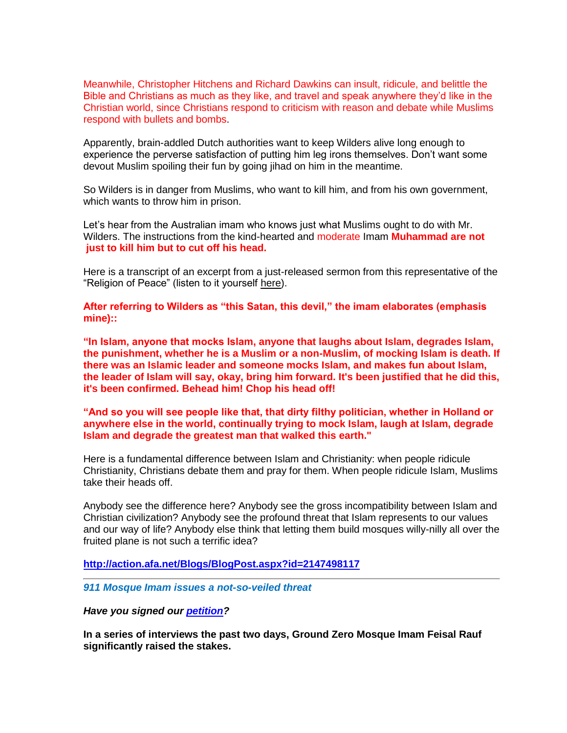Meanwhile, Christopher Hitchens and Richard Dawkins can insult, ridicule, and belittle the Bible and Christians as much as they like, and travel and speak anywhere they'd like in the Christian world, since Christians respond to criticism with reason and debate while Muslims respond with bullets and bombs.

Apparently, brain-addled Dutch authorities want to keep Wilders alive long enough to experience the perverse satisfaction of putting him leg irons themselves. Don't want some devout Muslim spoiling their fun by going jihad on him in the meantime.

So Wilders is in danger from Muslims, who want to kill him, and from his own government, which wants to throw him in prison.

Let's hear from the Australian imam who knows just what Muslims ought to do with Mr. Wilders. The instructions from the kind-hearted and moderate Imam **Muhammad are not just to kill him but to cut off his head.**

Here is a transcript of an excerpt from a just-released sermon from this representative of the "Religion of Peace" (listen to it yourself here).

**After referring to Wilders as "this Satan, this devil," the imam elaborates (emphasis mine)::**

**"In Islam, anyone that mocks Islam, anyone that laughs about Islam, degrades Islam, the punishment, whether he is a Muslim or a non-Muslim, of mocking Islam is death. If there was an Islamic leader and someone mocks Islam, and makes fun about Islam, the leader of Islam will say, okay, bring him forward. It's been justified that he did this, it's been confirmed. Behead him! Chop his head off!**

**"And so you will see people like that, that dirty filthy politician, whether in Holland or anywhere else in the world, continually trying to mock Islam, laugh at Islam, degrade Islam and degrade the greatest man that walked this earth."**

Here is a fundamental difference between Islam and Christianity: when people ridicule Christianity, Christians debate them and pray for them. When people ridicule Islam, Muslims take their heads off.

Anybody see the difference here? Anybody see the gross incompatibility between Islam and Christian civilization? Anybody see the profound threat that Islam represents to our values and our way of life? Anybody else think that letting them build mosques willy-nilly all over the fruited plane is not such a terrific idea?

**http://action.afa.net/Blogs/BlogPost.aspx?id=2147498117**

---

***911 Mosque Imam issues a not-so-veiled threat***

***Have you signed our petition?***

**In a series of interviews the past two days, Ground Zero Mosque Imam Feisal Rauf significantly raised the stakes.**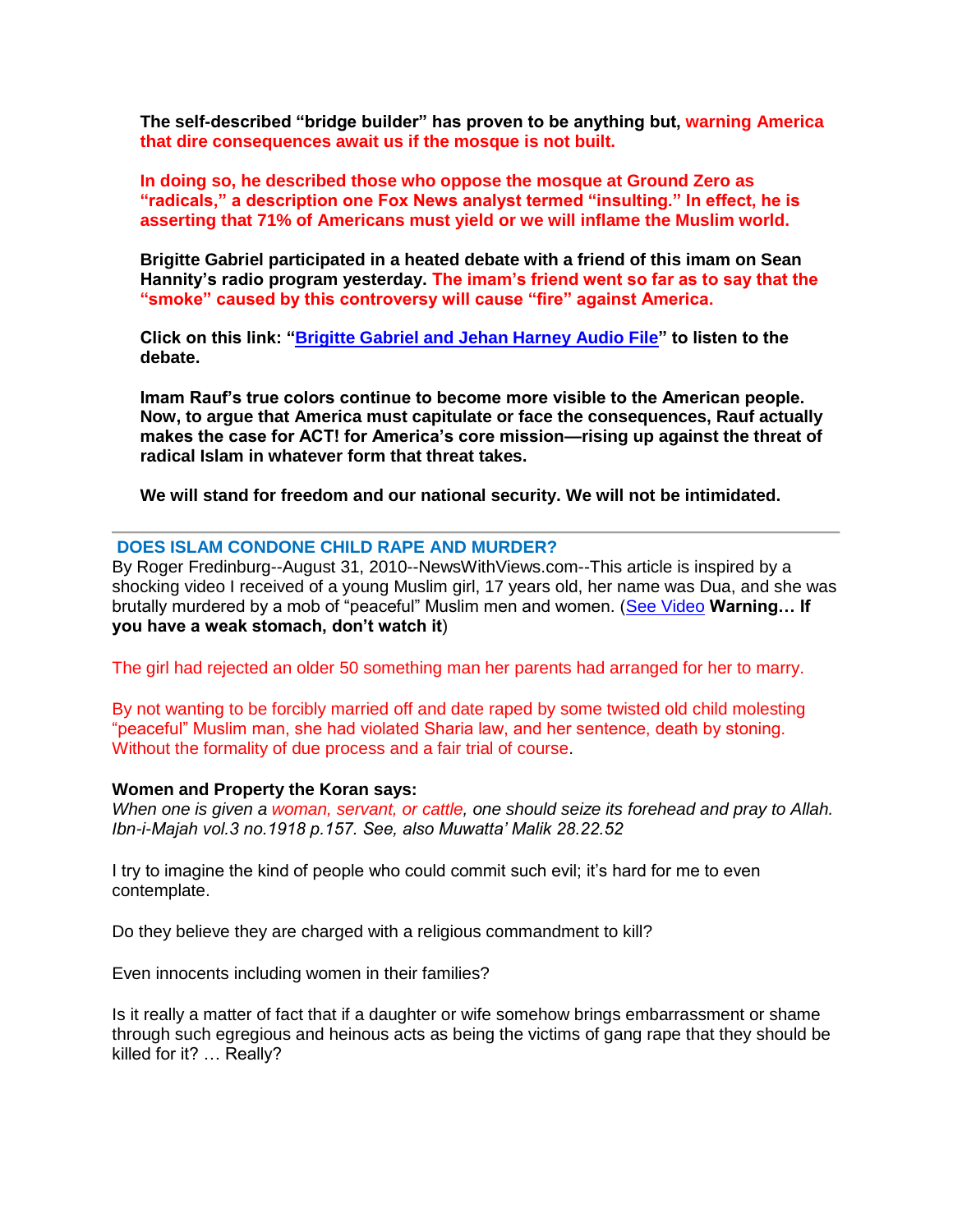**The self-described "bridge builder" has proven to be anything but, warning America that dire consequences await us if the mosque is not built.**

**In doing so, he described those who oppose the mosque at Ground Zero as "radicals," a description one Fox News analyst termed "insulting." In effect, he is asserting that 71% of Americans must yield or we will inflame the Muslim world.**

**Brigitte Gabriel participated in a heated debate with a friend of this imam on Sean Hannity's radio program yesterday. The imam's friend went so far as to say that the "smoke" caused by this controversy will cause "fire" against America.**

**Click on this link: "Brigitte Gabriel and Jehan Harney Audio File" to listen to the debate.**

**Imam Rauf's true colors continue to become more visible to the American people. Now, to argue that America must capitulate or face the consequences, Rauf actually makes the case for ACT! for America's core mission—rising up against the threat of radical Islam in whatever form that threat takes.**

**We will stand for freedom and our national security. We will not be intimidated.**

---

## DOES ISLAM CONDONE CHILD RAPE AND MURDER?

By Roger Fredinburg--August 31, 2010--NewsWithViews.com--This article is inspired by a shocking video I received of a young Muslim girl, 17 years old, her name was Dua, and she was brutally murdered by a mob of "peaceful" Muslim men and women. (See Video **Warning… If you have a weak stomach, don't watch it**)

The girl had rejected an older 50 something man her parents had arranged for her to marry.

By not wanting to be forcibly married off and date raped by some twisted old child molesting "peaceful" Muslim man, she had violated Sharia law, and her sentence, death by stoning. Without the formality of due process and a fair trial of course.

**Women and Property the Koran says:**

*When one is given a woman, servant, or cattle, one should seize its forehead and pray to Allah. Ibn-i-Majah vol.3 no.1918 p.157. See, also Muwatta' Malik 28.22.52*

I try to imagine the kind of people who could commit such evil; it's hard for me to even contemplate.

Do they believe they are charged with a religious commandment to kill?

Even innocents including women in their families?

Is it really a matter of fact that if a daughter or wife somehow brings embarrassment or shame through such egregious and heinous acts as being the victims of gang rape that they should be killed for it? … Really?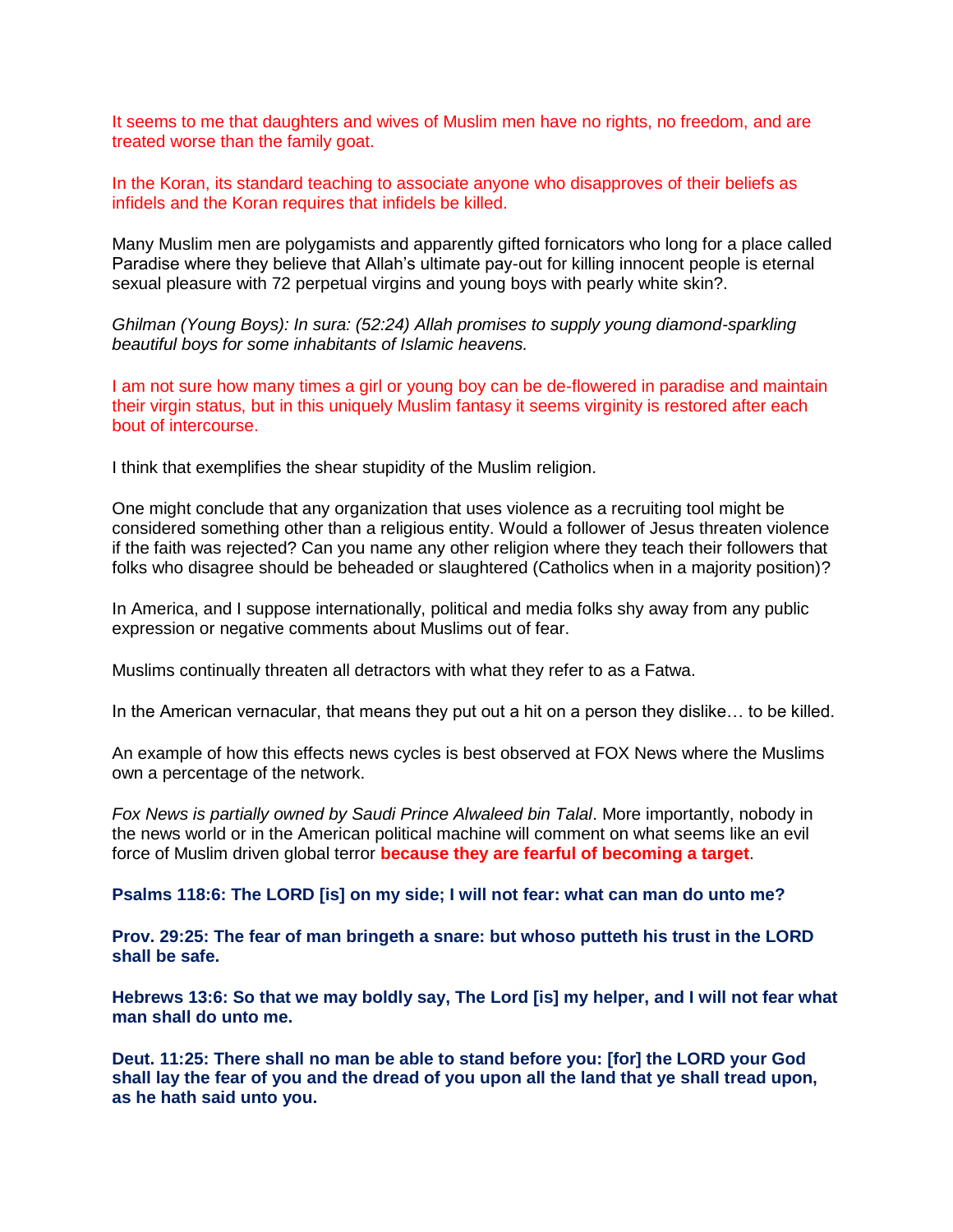It seems to me that daughters and wives of Muslim men have no rights, no freedom, and are treated worse than the family goat.

In the Koran, its standard teaching to associate anyone who disapproves of their beliefs as infidels and the Koran requires that infidels be killed.

Many Muslim men are polygamists and apparently gifted fornicators who long for a place called Paradise where they believe that Allah's ultimate pay-out for killing innocent people is eternal sexual pleasure with 72 perpetual virgins and young boys with pearly white skin?.

*Ghilman (Young Boys): In sura: (52:24) Allah promises to supply young diamond-sparkling beautiful boys for some inhabitants of Islamic heavens.*

I am not sure how many times a girl or young boy can be de-flowered in paradise and maintain their virgin status, but in this uniquely Muslim fantasy it seems virginity is restored after each bout of intercourse.

I think that exemplifies the shear stupidity of the Muslim religion.

One might conclude that any organization that uses violence as a recruiting tool might be considered something other than a religious entity. Would a follower of Jesus threaten violence if the faith was rejected? Can you name any other religion where they teach their followers that folks who disagree should be beheaded or slaughtered (Catholics when in a majority position)?

In America, and I suppose internationally, political and media folks shy away from any public expression or negative comments about Muslims out of fear.

Muslims continually threaten all detractors with what they refer to as a Fatwa.

In the American vernacular, that means they put out a hit on a person they dislike… to be killed.

An example of how this effects news cycles is best observed at FOX News where the Muslims own a percentage of the network.

*Fox News is partially owned by Saudi Prince Alwaleed bin Talal*. More importantly, nobody in the news world or in the American political machine will comment on what seems like an evil force of Muslim driven global terror **because they are fearful of becoming a target**.

**Psalms 118:6: The LORD [is] on my side; I will not fear: what can man do unto me?**

**Prov. 29:25: The fear of man bringeth a snare: but whoso putteth his trust in the LORD shall be safe.**

**Hebrews 13:6: So that we may boldly say, The Lord [is] my helper, and I will not fear what man shall do unto me.**

**Deut. 11:25: There shall no man be able to stand before you: [for] the LORD your God shall lay the fear of you and the dread of you upon all the land that ye shall tread upon, as he hath said unto you.**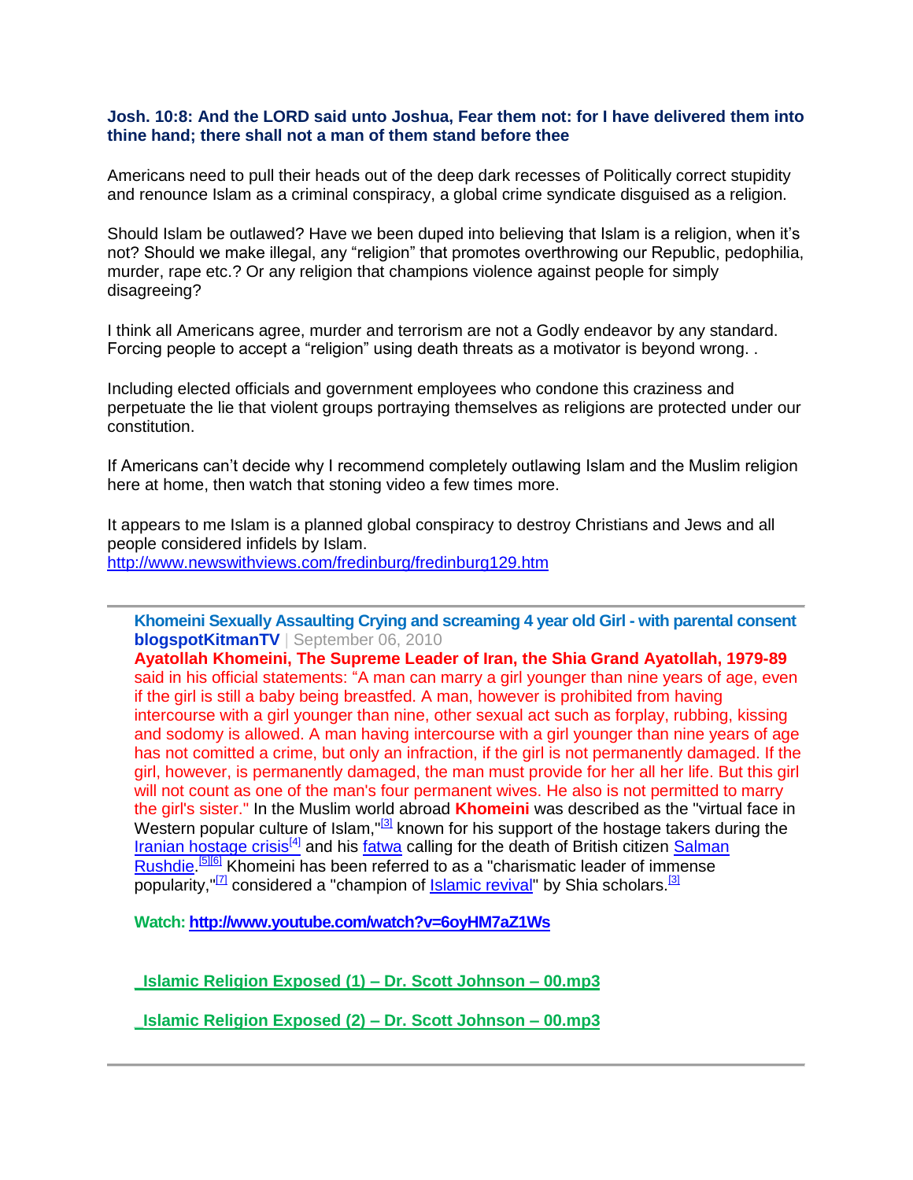**Josh. 10:8: And the LORD said unto Joshua, Fear them not: for I have delivered them into thine hand; there shall not a man of them stand before thee**

Americans need to pull their heads out of the deep dark recesses of Politically correct stupidity and renounce Islam as a criminal conspiracy, a global crime syndicate disguised as a religion.

Should Islam be outlawed? Have we been duped into believing that Islam is a religion, when it's not? Should we make illegal, any "religion" that promotes overthrowing our Republic, pedophilia, murder, rape etc.? Or any religion that champions violence against people for simply disagreeing?

I think all Americans agree, murder and terrorism are not a Godly endeavor by any standard. Forcing people to accept a "religion" using death threats as a motivator is beyond wrong. .

Including elected officials and government employees who condone this craziness and perpetuate the lie that violent groups portraying themselves as religions are protected under our constitution.

If Americans can't decide why I recommend completely outlawing Islam and the Muslim religion here at home, then watch that stoning video a few times more.

It appears to me Islam is a planned global conspiracy to destroy Christians and Jews and all people considered infidels by Islam.
http://www.newswithviews.com/fredinburg/fredinburg129.htm

---

**Khomeini Sexually Assaulting Crying and screaming 4 year old Girl - with parental consent**
**blogspotKitmanTV** | September 06, 2010

**Ayatollah Khomeini, The Supreme Leader of Iran, the Shia Grand Ayatollah, 1979-89** said in his official statements: "A man can marry a girl younger than nine years of age, even if the girl is still a baby being breastfed. A man, however is prohibited from having intercourse with a girl younger than nine, other sexual act such as forplay, rubbing, kissing and sodomy is allowed. A man having intercourse with a girl younger than nine years of age has not comitted a crime, but only an infraction, if the girl is not permanently damaged. If the girl, however, is permanently damaged, the man must provide for her all her life. But this girl will not count as one of the man's four permanent wives. He also is not permitted to marry the girl's sister." In the Muslim world abroad **Khomeini** was described as the "virtual face in Western popular culture of Islam,"[3] known for his support of the hostage takers during the Iranian hostage crisis[4] and his fatwa calling for the death of British citizen Salman Rushdie.[5][6] Khomeini has been referred to as a "charismatic leader of immense popularity,"[7] considered a "champion of Islamic revival" by Shia scholars.[3]

**Watch: http://www.youtube.com/watch?v=6oyHM7aZ1Ws**

**_Islamic Religion Exposed (1) – Dr. Scott Johnson – 00.mp3**

**_Islamic Religion Exposed (2) – Dr. Scott Johnson – 00.mp3**

---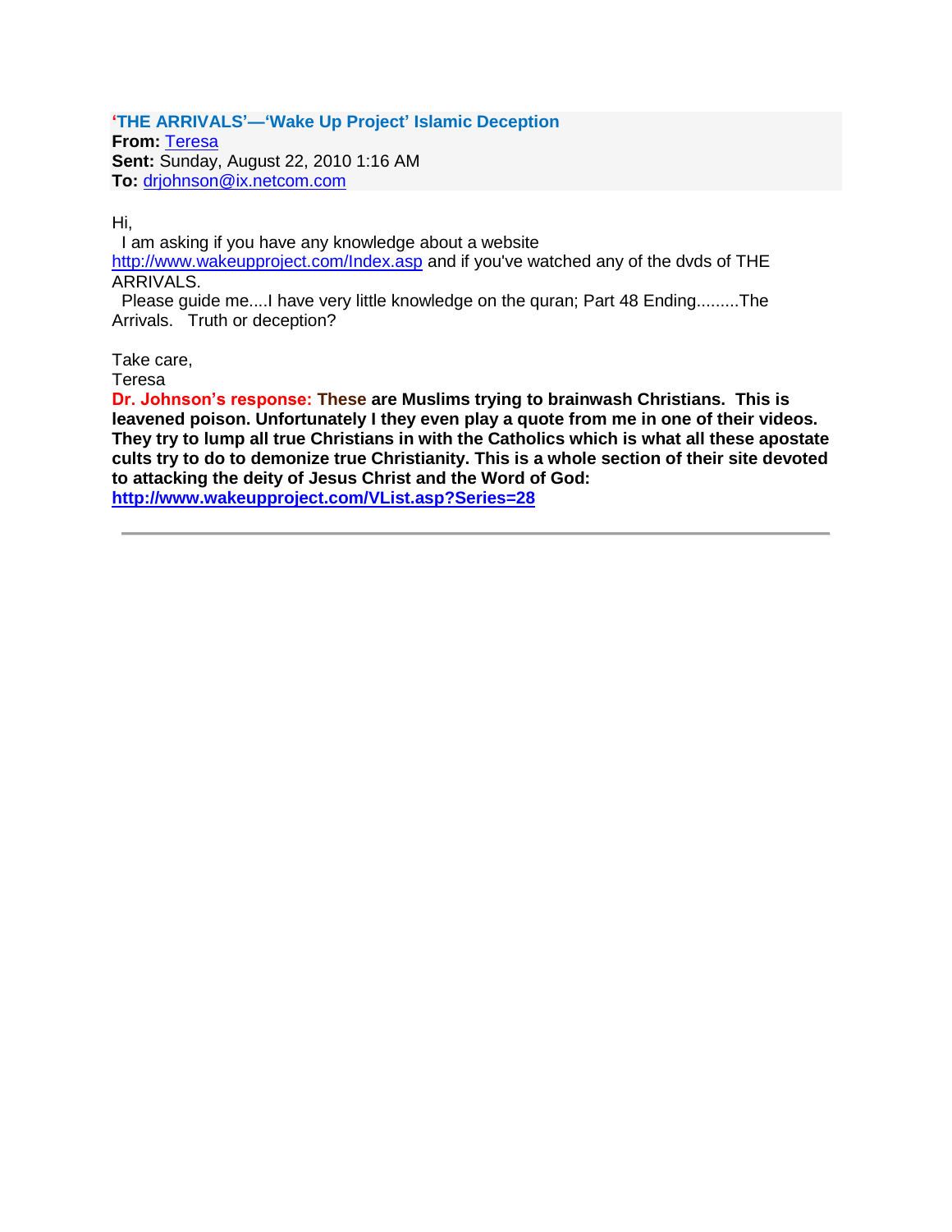**'THE ARRIVALS'—'Wake Up Project' Islamic Deception**
**From:** Teresa
**Sent:** Sunday, August 22, 2010 1:16 AM
**To:** drjohnson@ix.netcom.com

Hi,
  I am asking if you have any knowledge about a website http://www.wakeupproject.com/Index.asp and if you've watched any of the dvds of THE ARRIVALS.
  Please guide me....I have very little knowledge on the quran; Part 48 Ending.........The Arrivals.   Truth or deception?

Take care,
Teresa

**Dr. Johnson's response: These are Muslims trying to brainwash Christians.  This is leavened poison. Unfortunately I they even play a quote from me in one of their videos. They try to lump all true Christians in with the Catholics which is what all these apostate cults try to do to demonize true Christianity. This is a whole section of their site devoted to attacking the deity of Jesus Christ and the Word of God: http://www.wakeupproject.com/VList.asp?Series=28**

---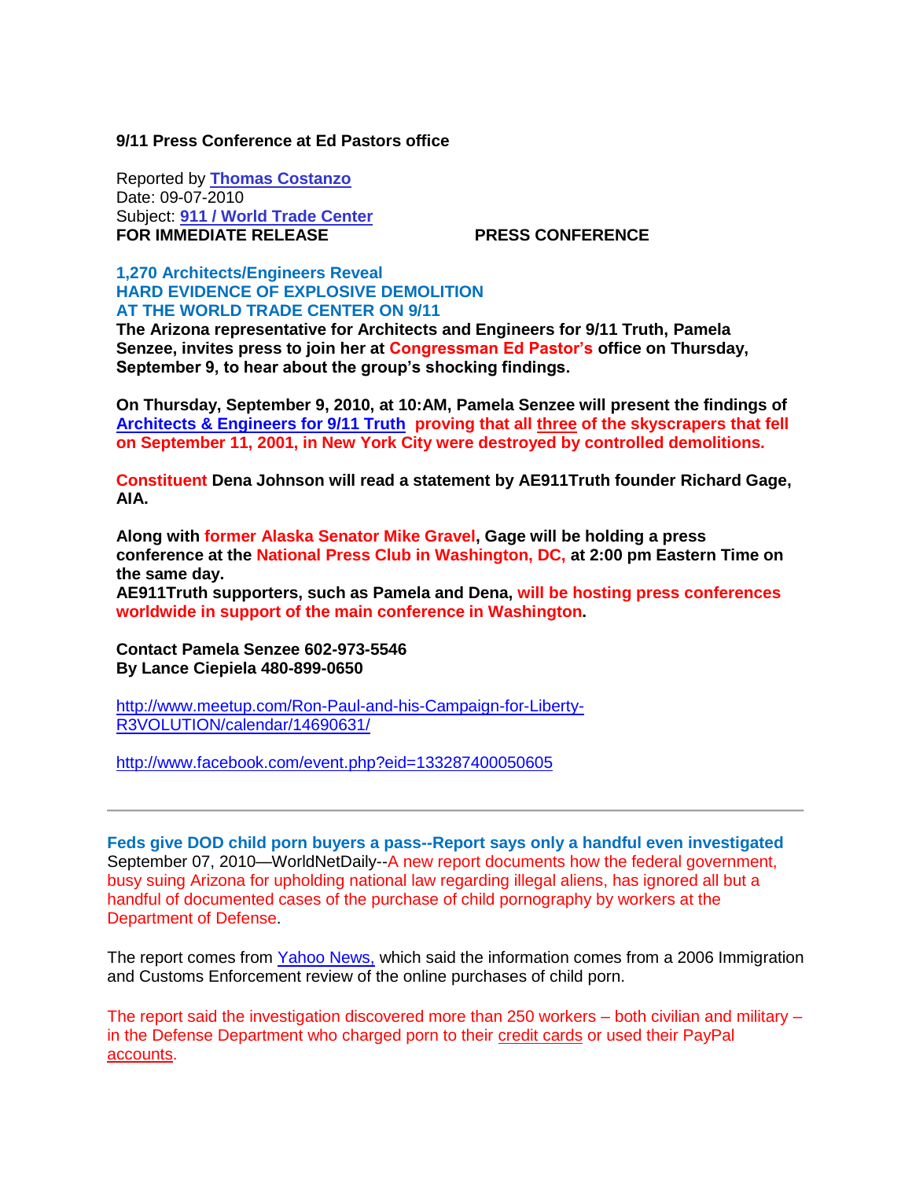**9/11 Press Conference at Ed Pastors office**

Reported by **Thomas Costanzo**
Date: 09-07-2010
Subject: **911 / World Trade Center**
**FOR IMMEDIATE RELEASE PRESS CONFERENCE**

**1,270 Architects/Engineers Reveal**
**HARD EVIDENCE OF EXPLOSIVE DEMOLITION**
**AT THE WORLD TRADE CENTER ON 9/11**

**The Arizona representative for Architects and Engineers for 9/11 Truth, Pamela Senzee, invites press to join her at Congressman Ed Pastor's office on Thursday, September 9, to hear about the group's shocking findings.**

**On Thursday, September 9, 2010, at 10:AM, Pamela Senzee will present the findings of Architects & Engineers for 9/11 Truth proving that all three of the skyscrapers that fell on September 11, 2001, in New York City were destroyed by controlled demolitions.**

**Constituent Dena Johnson will read a statement by AE911Truth founder Richard Gage, AIA.**

**Along with former Alaska Senator Mike Gravel, Gage will be holding a press conference at the National Press Club in Washington, DC, at 2:00 pm Eastern Time on the same day.**
**AE911Truth supporters, such as Pamela and Dena, will be hosting press conferences worldwide in support of the main conference in Washington.**

**Contact Pamela Senzee 602-973-5546**
**By Lance Ciepiela 480-899-0650**

http://www.meetup.com/Ron-Paul-and-his-Campaign-for-Liberty-R3VOLUTION/calendar/14690631/

http://www.facebook.com/event.php?eid=133287400050605

---

**Feds give DOD child porn buyers a pass--Report says only a handful even investigated**
September 07, 2010—WorldNetDaily--A new report documents how the federal government, busy suing Arizona for upholding national law regarding illegal aliens, has ignored all but a handful of documented cases of the purchase of child pornography by workers at the Department of Defense.

The report comes from Yahoo News, which said the information comes from a 2006 Immigration and Customs Enforcement review of the online purchases of child porn.

The report said the investigation discovered more than 250 workers – both civilian and military – in the Defense Department who charged porn to their credit cards or used their PayPal accounts.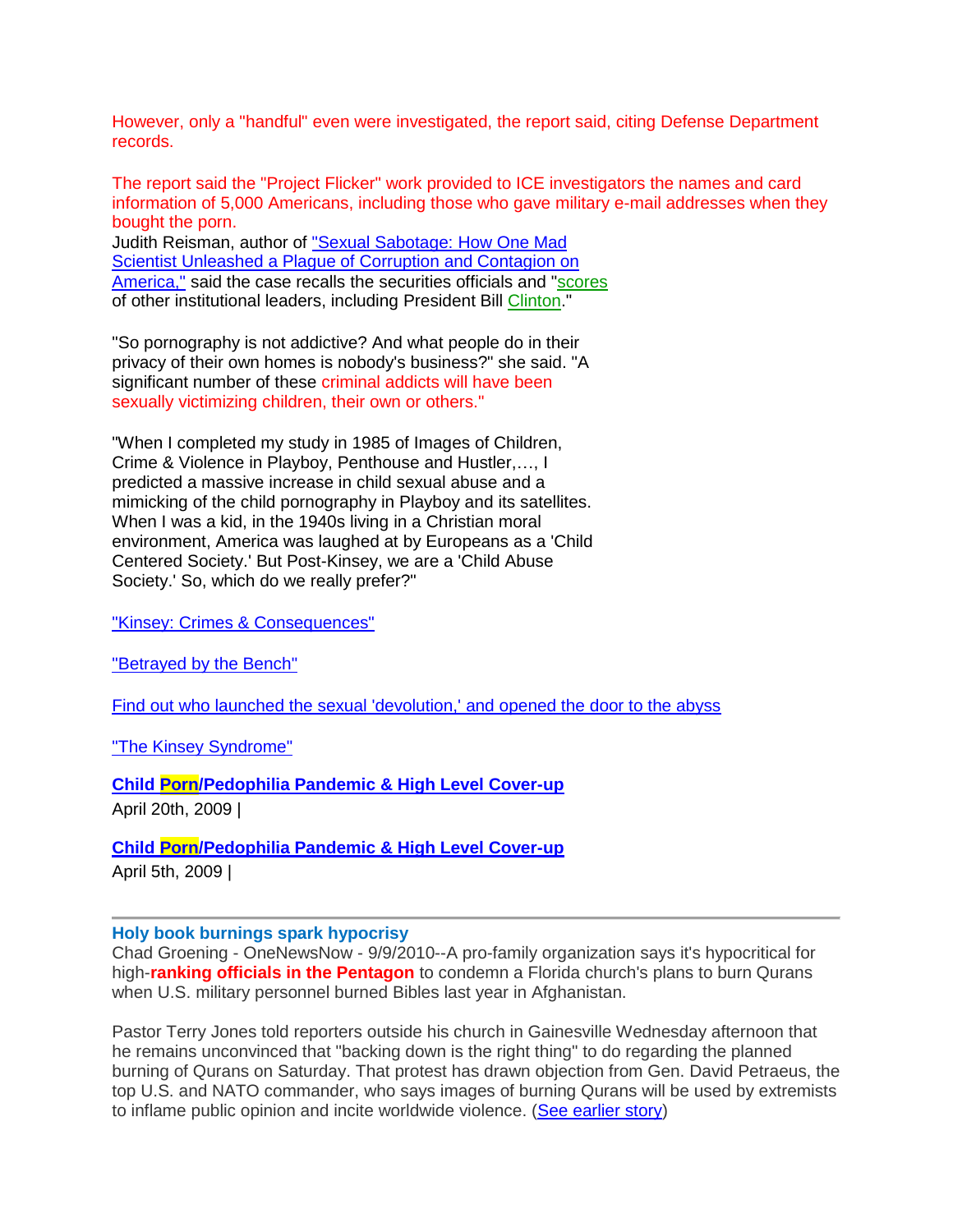However, only a "handful" even were investigated, the report said, citing Defense Department records.

The report said the "Project Flicker" work provided to ICE investigators the names and card information of 5,000 Americans, including those who gave military e-mail addresses when they bought the porn.

Judith Reisman, author of "Sexual Sabotage: How One Mad Scientist Unleashed a Plague of Corruption and Contagion on America," said the case recalls the securities officials and "scores of other institutional leaders, including President Bill Clinton."

"So pornography is not addictive? And what people do in their privacy of their own homes is nobody's business?" she said. "A significant number of these criminal addicts will have been sexually victimizing children, their own or others."

"When I completed my study in 1985 of Images of Children, Crime & Violence in Playboy, Penthouse and Hustler,…, I predicted a massive increase in child sexual abuse and a mimicking of the child pornography in Playboy and its satellites. When I was a kid, in the 1940s living in a Christian moral environment, America was laughed at by Europeans as a 'Child Centered Society.' But Post-Kinsey, we are a 'Child Abuse Society.' So, which do we really prefer?"

"Kinsey: Crimes & Consequences"

"Betrayed by the Bench"

Find out who launched the sexual 'devolution,' and opened the door to the abyss

"The Kinsey Syndrome"

**Child Porn/Pedophilia Pandemic & High Level Cover-up**
April 20th, 2009 |

**Child Porn/Pedophilia Pandemic & High Level Cover-up**
April 5th, 2009 |

---

**Holy book burnings spark hypocrisy**
Chad Groening - OneNewsNow - 9/9/2010--A pro-family organization says it's hypocritical for high-**ranking officials in the Pentagon** to condemn a Florida church's plans to burn Qurans when U.S. military personnel burned Bibles last year in Afghanistan.

Pastor Terry Jones told reporters outside his church in Gainesville Wednesday afternoon that he remains unconvinced that "backing down is the right thing" to do regarding the planned burning of Qurans on Saturday. That protest has drawn objection from Gen. David Petraeus, the top U.S. and NATO commander, who says images of burning Qurans will be used by extremists to inflame public opinion and incite worldwide violence. (See earlier story)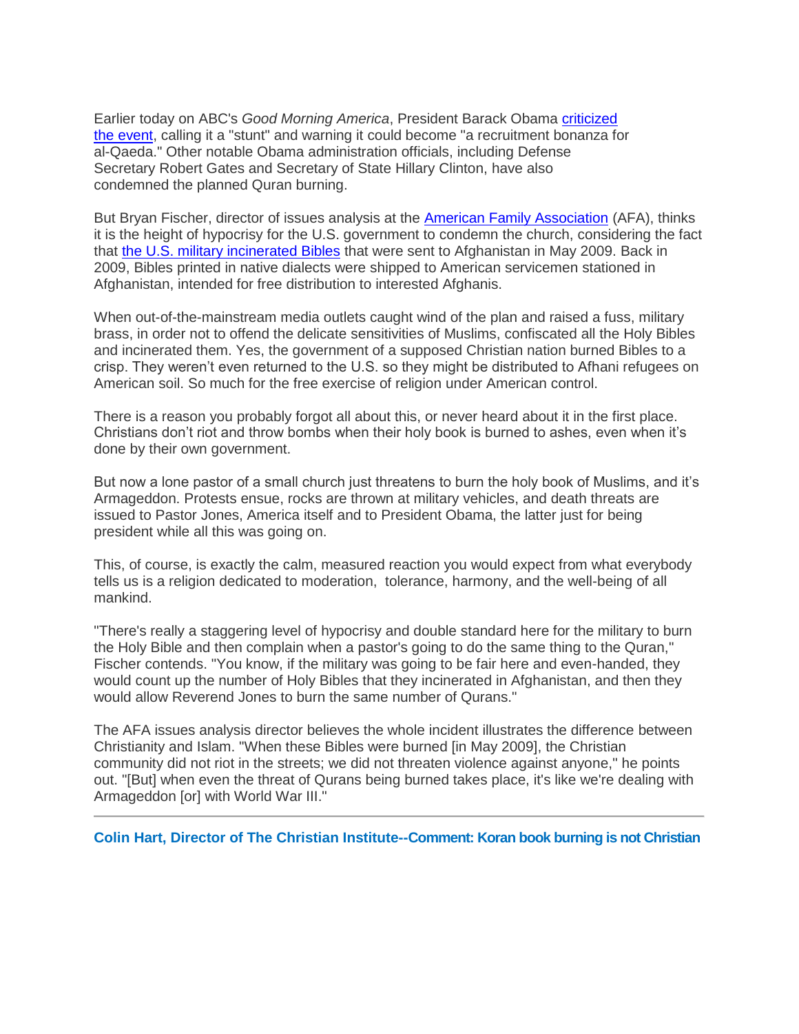Earlier today on ABC's *Good Morning America*, President Barack Obama criticized the event, calling it a "stunt" and warning it could become "a recruitment bonanza for al-Qaeda." Other notable Obama administration officials, including Defense Secretary Robert Gates and Secretary of State Hillary Clinton, have also condemned the planned Quran burning.

But Bryan Fischer, director of issues analysis at the American Family Association (AFA), thinks it is the height of hypocrisy for the U.S. government to condemn the church, considering the fact that the U.S. military incinerated Bibles that were sent to Afghanistan in May 2009. Back in 2009, Bibles printed in native dialects were shipped to American servicemen stationed in Afghanistan, intended for free distribution to interested Afghanis.

When out-of-the-mainstream media outlets caught wind of the plan and raised a fuss, military brass, in order not to offend the delicate sensitivities of Muslims, confiscated all the Holy Bibles and incinerated them. Yes, the government of a supposed Christian nation burned Bibles to a crisp. They weren't even returned to the U.S. so they might be distributed to Afhani refugees on American soil. So much for the free exercise of religion under American control.

There is a reason you probably forgot all about this, or never heard about it in the first place. Christians don't riot and throw bombs when their holy book is burned to ashes, even when it's done by their own government.

But now a lone pastor of a small church just threatens to burn the holy book of Muslims, and it's Armageddon. Protests ensue, rocks are thrown at military vehicles, and death threats are issued to Pastor Jones, America itself and to President Obama, the latter just for being president while all this was going on.

This, of course, is exactly the calm, measured reaction you would expect from what everybody tells us is a religion dedicated to moderation, tolerance, harmony, and the well-being of all mankind.

"There's really a staggering level of hypocrisy and double standard here for the military to burn the Holy Bible and then complain when a pastor's going to do the same thing to the Quran," Fischer contends. "You know, if the military was going to be fair here and even-handed, they would count up the number of Holy Bibles that they incinerated in Afghanistan, and then they would allow Reverend Jones to burn the same number of Qurans."

The AFA issues analysis director believes the whole incident illustrates the difference between Christianity and Islam. "When these Bibles were burned [in May 2009], the Christian community did not riot in the streets; we did not threaten violence against anyone," he points out. "[But] when even the threat of Qurans being burned takes place, it's like we're dealing with Armageddon [or] with World War III."

---

**Colin Hart, Director of The Christian Institute--Comment: Koran book burning is not Christian**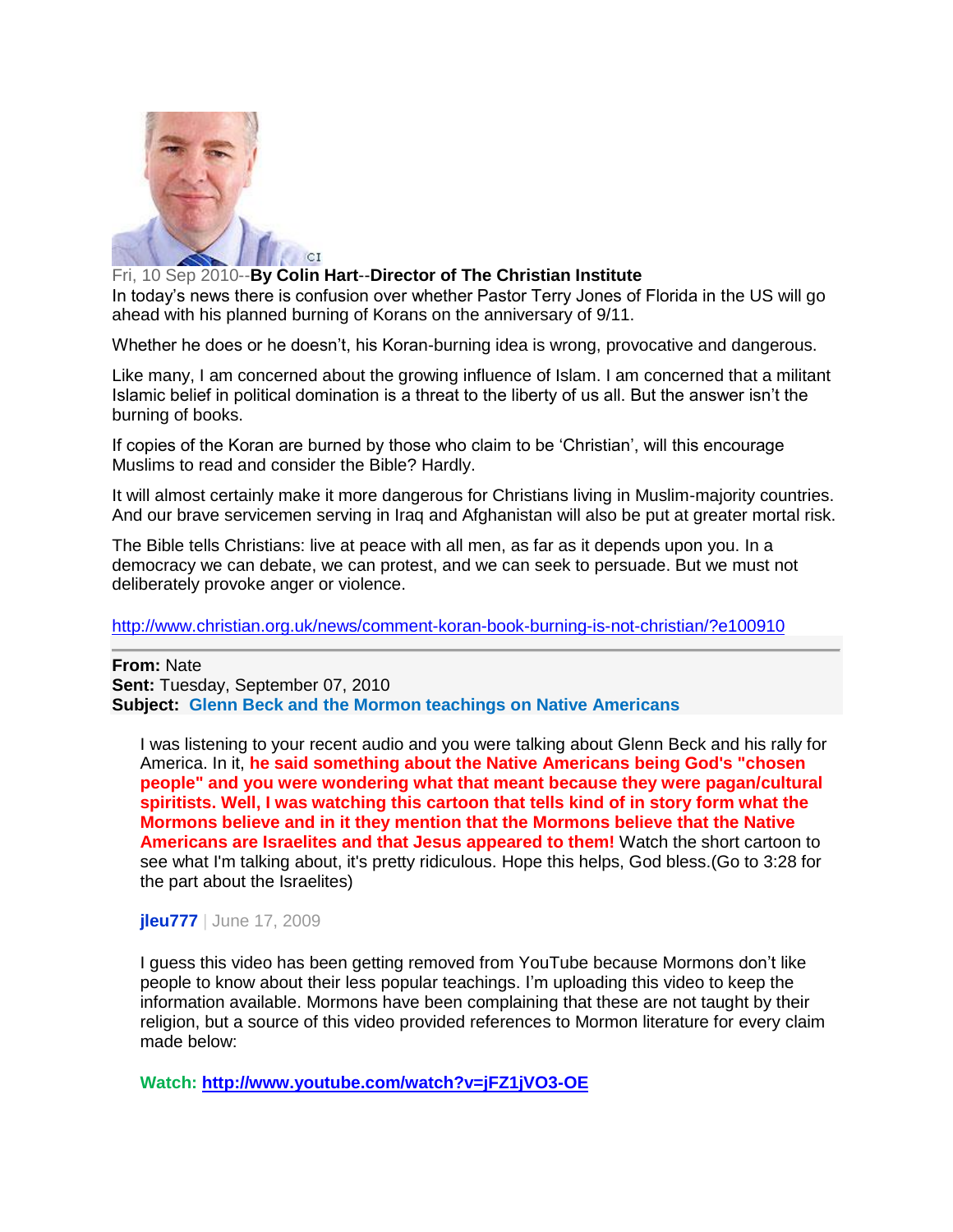Fri, 10 Sep 2010--**By Colin Hart**--**Director of The Christian Institute**

In today's news there is confusion over whether Pastor Terry Jones of Florida in the US will go ahead with his planned burning of Korans on the anniversary of 9/11.

Whether he does or he doesn't, his Koran-burning idea is wrong, provocative and dangerous.

Like many, I am concerned about the growing influence of Islam. I am concerned that a militant Islamic belief in political domination is a threat to the liberty of us all. But the answer isn't the burning of books.

If copies of the Koran are burned by those who claim to be 'Christian', will this encourage Muslims to read and consider the Bible? Hardly.

It will almost certainly make it more dangerous for Christians living in Muslim-majority countries. And our brave servicemen serving in Iraq and Afghanistan will also be put at greater mortal risk.

The Bible tells Christians: live at peace with all men, as far as it depends upon you. In a democracy we can debate, we can protest, and we can seek to persuade. But we must not deliberately provoke anger or violence.

http://www.christian.org.uk/news/comment-koran-book-burning-is-not-christian/?e100910

---

**From:** Nate
**Sent:** Tuesday, September 07, 2010
**Subject:** **Glenn Beck and the Mormon teachings on Native Americans**

I was listening to your recent audio and you were talking about Glenn Beck and his rally for America. In it, **he said something about the Native Americans being God's "chosen people" and you were wondering what that meant because they were pagan/cultural spiritists. Well, I was watching this cartoon that tells kind of in story form what the Mormons believe and in it they mention that the Mormons believe that the Native Americans are Israelites and that Jesus appeared to them!** Watch the short cartoon to see what I'm talking about, it's pretty ridiculous. Hope this helps, God bless.(Go to 3:28 for the part about the Israelites)

**jleu777** | June 17, 2009

I guess this video has been getting removed from YouTube because Mormons don't like people to know about their less popular teachings. I'm uploading this video to keep the information available. Mormons have been complaining that these are not taught by their religion, but a source of this video provided references to Mormon literature for every claim made below:

**Watch: http://www.youtube.com/watch?v=jFZ1jVO3-OE**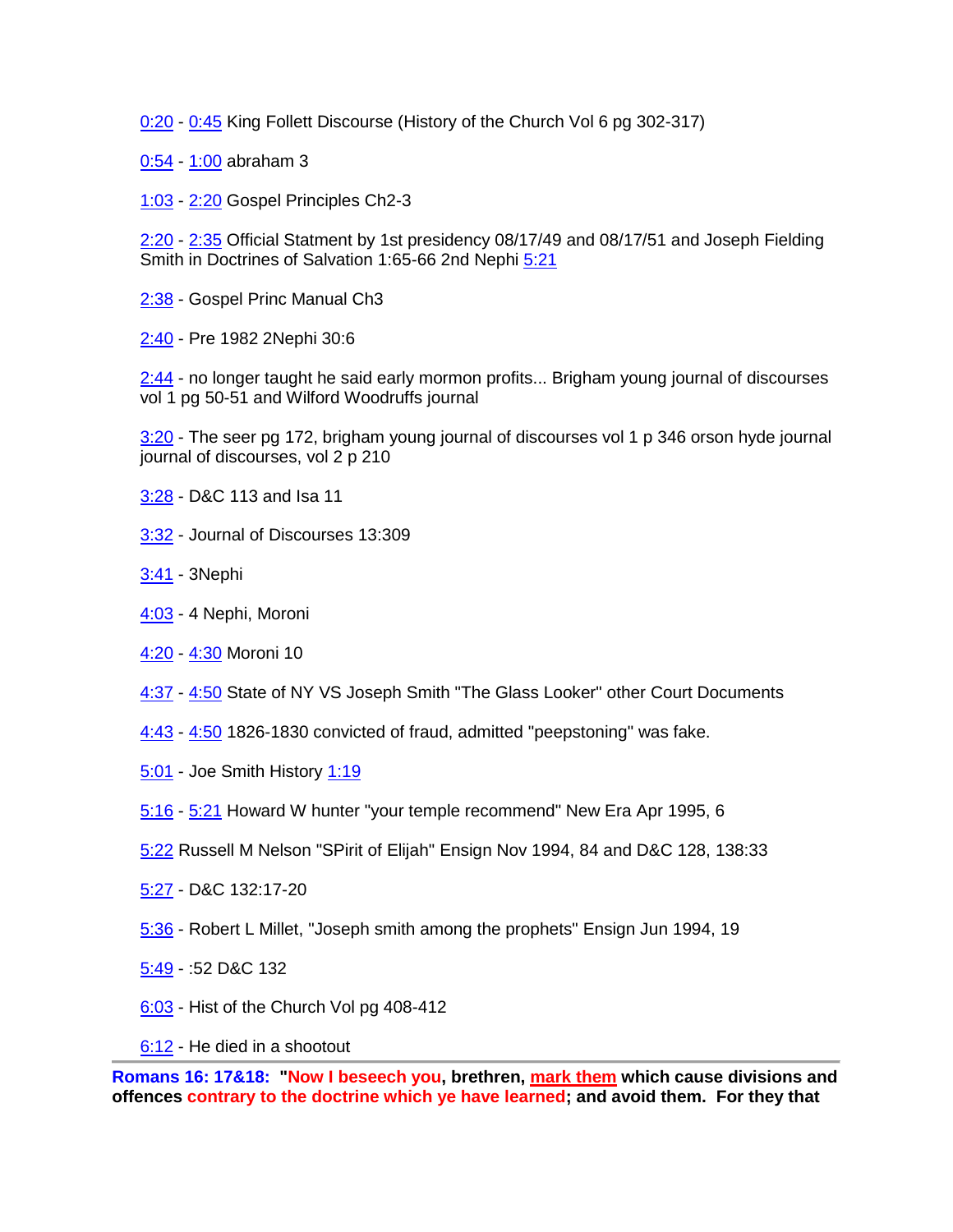0:20 - 0:45 King Follett Discourse (History of the Church Vol 6 pg 302-317)

0:54 - 1:00 abraham 3

1:03 - 2:20 Gospel Principles Ch2-3

2:20 - 2:35 Official Statment by 1st presidency 08/17/49 and 08/17/51 and Joseph Fielding Smith in Doctrines of Salvation 1:65-66 2nd Nephi 5:21

2:38 - Gospel Princ Manual Ch3

2:40 - Pre 1982 2Nephi 30:6

2:44 - no longer taught he said early mormon profits... Brigham young journal of discourses vol 1 pg 50-51 and Wilford Woodruffs journal

3:20 - The seer pg 172, brigham young journal of discourses vol 1 p 346 orson hyde journal journal of discourses, vol 2 p 210

3:28 - D&C 113 and Isa 11

3:32 - Journal of Discourses 13:309

3:41 - 3Nephi

4:03 - 4 Nephi, Moroni

4:20 - 4:30 Moroni 10

4:37 - 4:50 State of NY VS Joseph Smith "The Glass Looker" other Court Documents

4:43 - 4:50 1826-1830 convicted of fraud, admitted "peepstoning" was fake.

5:01 - Joe Smith History 1:19

5:16 - 5:21 Howard W hunter "your temple recommend" New Era Apr 1995, 6

5:22 Russell M Nelson "SPirit of Elijah" Ensign Nov 1994, 84 and D&C 128, 138:33

5:27 - D&C 132:17-20

5:36 - Robert L Millet, "Joseph smith among the prophets" Ensign Jun 1994, 19

5:49 - :52 D&C 132

6:03 - Hist of the Church Vol pg 408-412

6:12 - He died in a shootout

---

**Romans 16: 17&18: "Now I beseech you, brethren, mark them which cause divisions and offences contrary to the doctrine which ye have learned; and avoid them. For they that**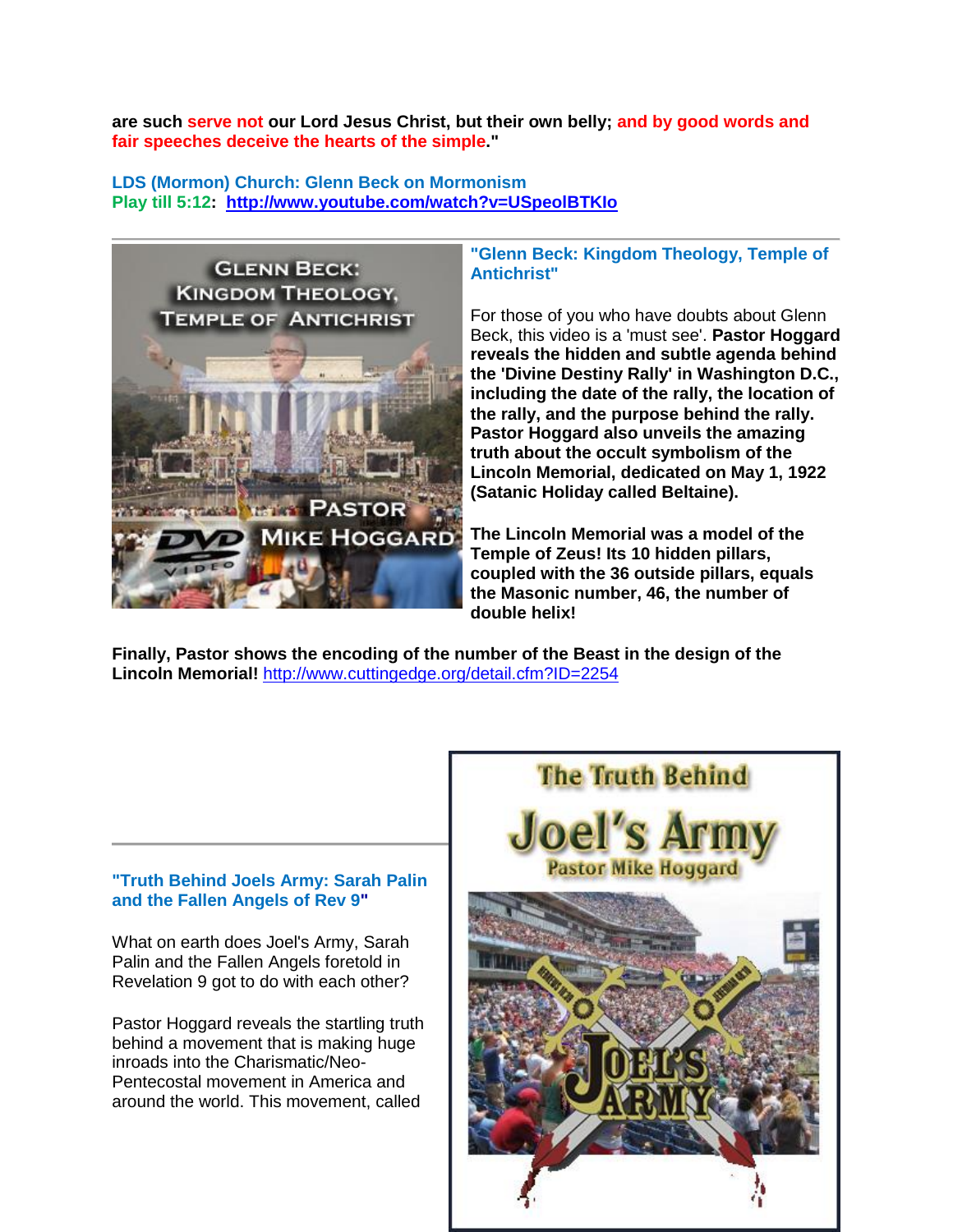**are such serve not our Lord Jesus Christ, but their own belly; and by good words and fair speeches deceive the hearts of the simple."**

**LDS (Mormon) Church: Glenn Beck on Mormonism**
**Play till 5:12: http://www.youtube.com/watch?v=USpeolBTKIo**

---

**"Glenn Beck: Kingdom Theology, Temple of Antichrist"**

For those of you who have doubts about Glenn Beck, this video is a 'must see'. **Pastor Hoggard reveals the hidden and subtle agenda behind the 'Divine Destiny Rally' in Washington D.C., including the date of the rally, the location of the rally, and the purpose behind the rally. Pastor Hoggard also unveils the amazing truth about the occult symbolism of the Lincoln Memorial, dedicated on May 1, 1922 (Satanic Holiday called Beltaine).**

**The Lincoln Memorial was a model of the Temple of Zeus! Its 10 hidden pillars, coupled with the 36 outside pillars, equals the Masonic number, 46, the number of double helix!**

**Finally, Pastor shows the encoding of the number of the Beast in the design of the Lincoln Memorial!** http://www.cuttingedge.org/detail.cfm?ID=2254

---

**"Truth Behind Joels Army: Sarah Palin and the Fallen Angels of Rev 9"**

What on earth does Joel's Army, Sarah Palin and the Fallen Angels foretold in Revelation 9 got to do with each other?

Pastor Hoggard reveals the startling truth behind a movement that is making huge inroads into the Charismatic/Neo-Pentecostal movement in America and around the world. This movement, called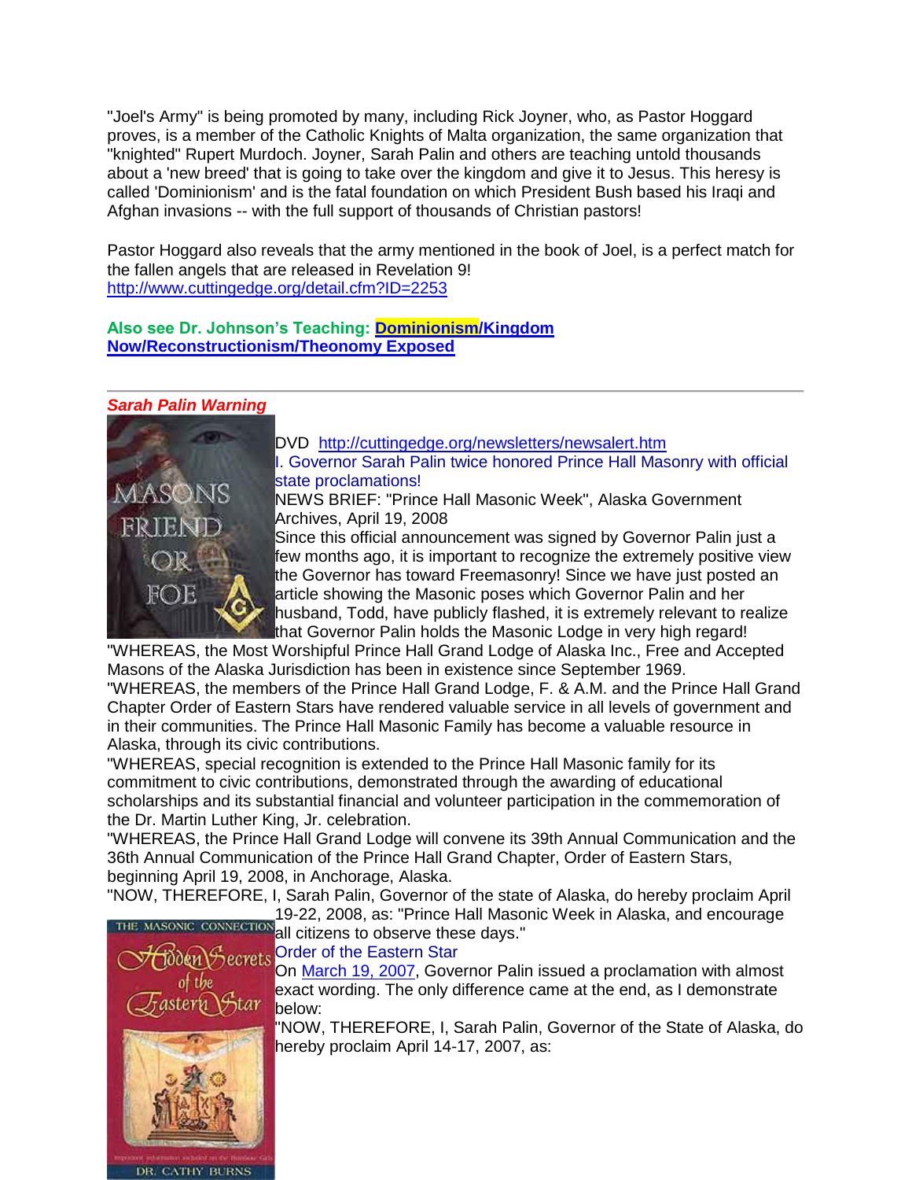"Joel's Army" is being promoted by many, including Rick Joyner, who, as Pastor Hoggard proves, is a member of the Catholic Knights of Malta organization, the same organization that "knighted" Rupert Murdoch. Joyner, Sarah Palin and others are teaching untold thousands about a 'new breed' that is going to take over the kingdom and give it to Jesus. This heresy is called 'Dominionism' and is the fatal foundation on which President Bush based his Iraqi and Afghan invasions -- with the full support of thousands of Christian pastors!

Pastor Hoggard also reveals that the army mentioned in the book of Joel, is a perfect match for the fallen angels that are released in Revelation 9!
http://www.cuttingedge.org/detail.cfm?ID=2253

**Also see Dr. Johnson's Teaching: Dominionism/Kingdom Now/Reconstructionism/Theonomy Exposed**

---

***Sarah Palin Warning***

DVD http://cuttingedge.org/newsletters/newsalert.htm

I. Governor Sarah Palin twice honored Prince Hall Masonry with official state proclamations!

NEWS BRIEF: "Prince Hall Masonic Week", Alaska Government Archives, April 19, 2008

Since this official announcement was signed by Governor Palin just a few months ago, it is important to recognize the extremely positive view the Governor has toward Freemasonry! Since we have just posted an article showing the Masonic poses which Governor Palin and her husband, Todd, have publicly flashed, it is extremely relevant to realize that Governor Palin holds the Masonic Lodge in very high regard!

"WHEREAS, the Most Worshipful Prince Hall Grand Lodge of Alaska Inc., Free and Accepted Masons of the Alaska Jurisdiction has been in existence since September 1969.

"WHEREAS, the members of the Prince Hall Grand Lodge, F. & A.M. and the Prince Hall Grand Chapter Order of Eastern Stars have rendered valuable service in all levels of government and in their communities. The Prince Hall Masonic Family has become a valuable resource in Alaska, through its civic contributions.

"WHEREAS, special recognition is extended to the Prince Hall Masonic family for its commitment to civic contributions, demonstrated through the awarding of educational scholarships and its substantial financial and volunteer participation in the commemoration of the Dr. Martin Luther King, Jr. celebration.

"WHEREAS, the Prince Hall Grand Lodge will convene its 39th Annual Communication and the 36th Annual Communication of the Prince Hall Grand Chapter, Order of Eastern Stars, beginning April 19, 2008, in Anchorage, Alaska.

"NOW, THEREFORE, I, Sarah Palin, Governor of the state of Alaska, do hereby proclaim April 19-22, 2008, as: "Prince Hall Masonic Week in Alaska, and encourage all citizens to observe these days."

Order of the Eastern Star

On March 19, 2007, Governor Palin issued a proclamation with almost exact wording. The only difference came at the end, as I demonstrate below:

"NOW, THEREFORE, I, Sarah Palin, Governor of the State of Alaska, do hereby proclaim April 14-17, 2007, as: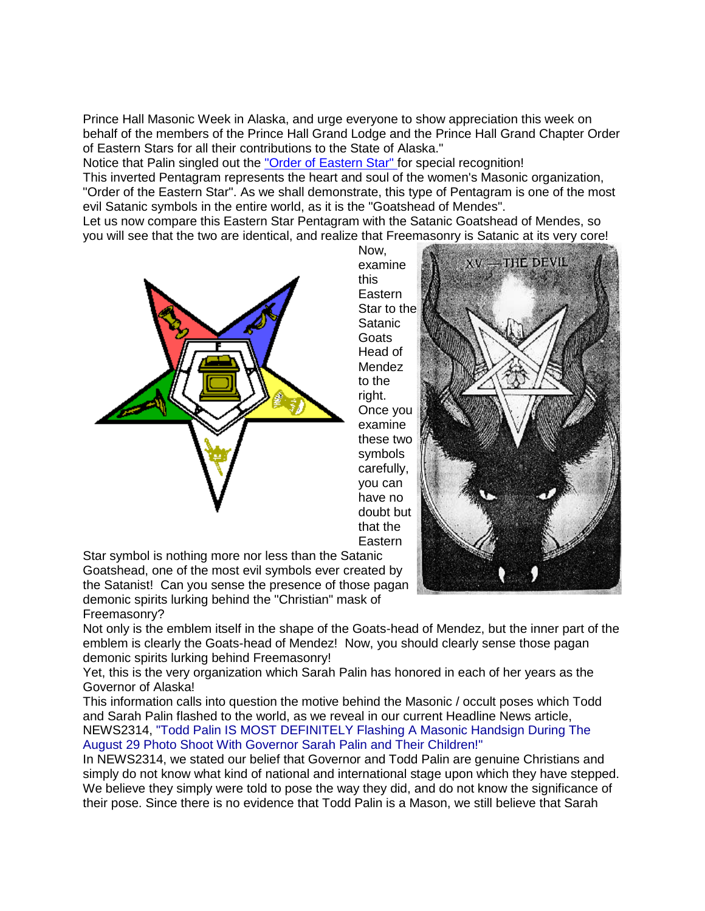Prince Hall Masonic Week in Alaska, and urge everyone to show appreciation this week on behalf of the members of the Prince Hall Grand Lodge and the Prince Hall Grand Chapter Order of Eastern Stars for all their contributions to the State of Alaska."

Notice that Palin singled out the "Order of Eastern Star" for special recognition!

This inverted Pentagram represents the heart and soul of the women's Masonic organization, "Order of the Eastern Star". As we shall demonstrate, this type of Pentagram is one of the most evil Satanic symbols in the entire world, as it is the "Goatshead of Mendes".

Let us now compare this Eastern Star Pentagram with the Satanic Goatshead of Mendes, so you will see that the two are identical, and realize that Freemasonry is Satanic at its very core!

Now, examine this Eastern Star to the Satanic Goats Head of Mendez to the right. Once you examine these two symbols carefully, you can have no doubt but that the Eastern Star symbol is nothing more nor less than the Satanic Goatshead, one of the most evil symbols ever created by the Satanist! Can you sense the presence of those pagan demonic spirits lurking behind the "Christian" mask of Freemasonry?

Not only is the emblem itself in the shape of the Goats-head of Mendez, but the inner part of the emblem is clearly the Goats-head of Mendez! Now, you should clearly sense those pagan demonic spirits lurking behind Freemasonry!

Yet, this is the very organization which Sarah Palin has honored in each of her years as the Governor of Alaska!

This information calls into question the motive behind the Masonic / occult poses which Todd and Sarah Palin flashed to the world, as we reveal in our current Headline News article, NEWS2314, "Todd Palin IS MOST DEFINITELY Flashing A Masonic Handsign During The August 29 Photo Shoot With Governor Sarah Palin and Their Children!"

In NEWS2314, we stated our belief that Governor and Todd Palin are genuine Christians and simply do not know what kind of national and international stage upon which they have stepped. We believe they simply were told to pose the way they did, and do not know the significance of their pose. Since there is no evidence that Todd Palin is a Mason, we still believe that Sarah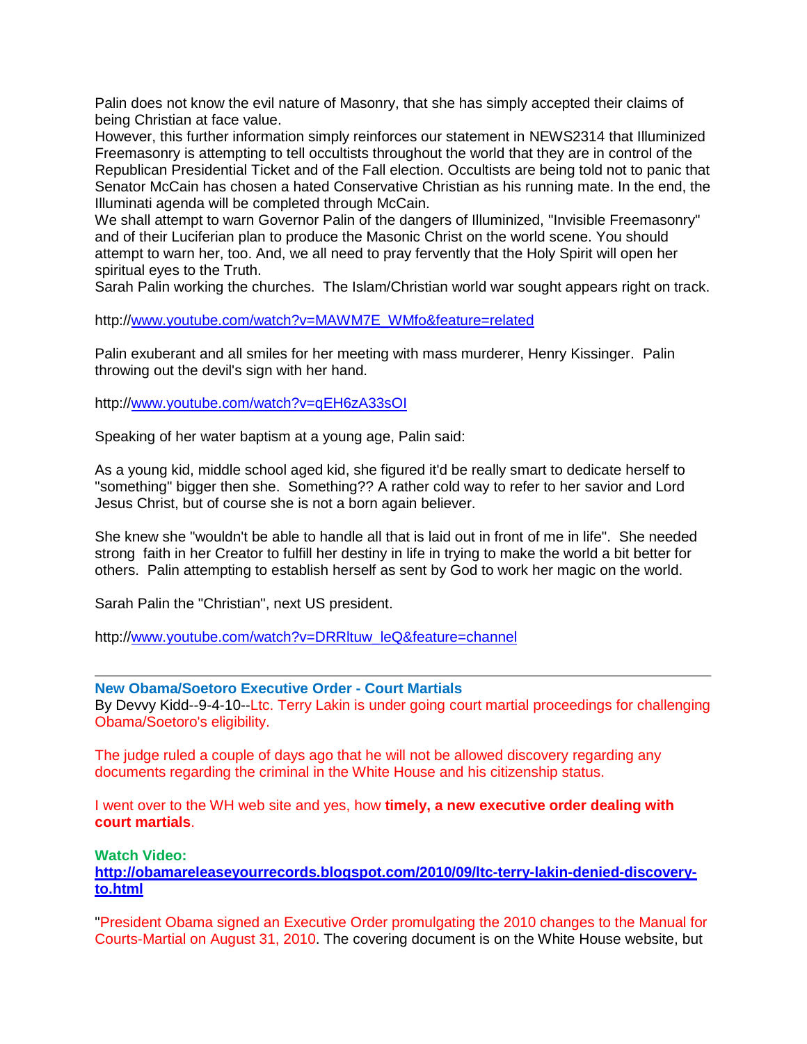Palin does not know the evil nature of Masonry, that she has simply accepted their claims of being Christian at face value.
However, this further information simply reinforces our statement in NEWS2314 that Illuminized Freemasonry is attempting to tell occultists throughout the world that they are in control of the Republican Presidential Ticket and of the Fall election. Occultists are being told not to panic that Senator McCain has chosen a hated Conservative Christian as his running mate. In the end, the Illuminati agenda will be completed through McCain.
We shall attempt to warn Governor Palin of the dangers of Illuminized, "Invisible Freemasonry" and of their Luciferian plan to produce the Masonic Christ on the world scene. You should attempt to warn her, too. And, we all need to pray fervently that the Holy Spirit will open her spiritual eyes to the Truth.
Sarah Palin working the churches. The Islam/Christian world war sought appears right on track.

http://www.youtube.com/watch?v=MAWM7E_WMfo&feature=related

Palin exuberant and all smiles for her meeting with mass murderer, Henry Kissinger. Palin throwing out the devil's sign with her hand.

http://www.youtube.com/watch?v=qEH6zA33sOI

Speaking of her water baptism at a young age, Palin said:

As a young kid, middle school aged kid, she figured it'd be really smart to dedicate herself to "something" bigger then she. Something?? A rather cold way to refer to her savior and Lord Jesus Christ, but of course she is not a born again believer.

She knew she "wouldn't be able to handle all that is laid out in front of me in life". She needed strong faith in her Creator to fulfill her destiny in life in trying to make the world a bit better for others. Palin attempting to establish herself as sent by God to work her magic on the world.

Sarah Palin the "Christian", next US president.

http://www.youtube.com/watch?v=DRRltuw_leQ&feature=channel

---

**New Obama/Soetoro Executive Order - Court Martials**
By Devvy Kidd--9-4-10--Ltc. Terry Lakin is under going court martial proceedings for challenging Obama/Soetoro's eligibility.

The judge ruled a couple of days ago that he will not be allowed discovery regarding any documents regarding the criminal in the White House and his citizenship status.

I went over to the WH web site and yes, how **timely, a new executive order dealing with court martials**.

**Watch Video:**
**http://obamareleaseyourrecords.blogspot.com/2010/09/ltc-terry-lakin-denied-discovery-to.html**

"President Obama signed an Executive Order promulgating the 2010 changes to the Manual for Courts-Martial on August 31, 2010. The covering document is on the White House website, but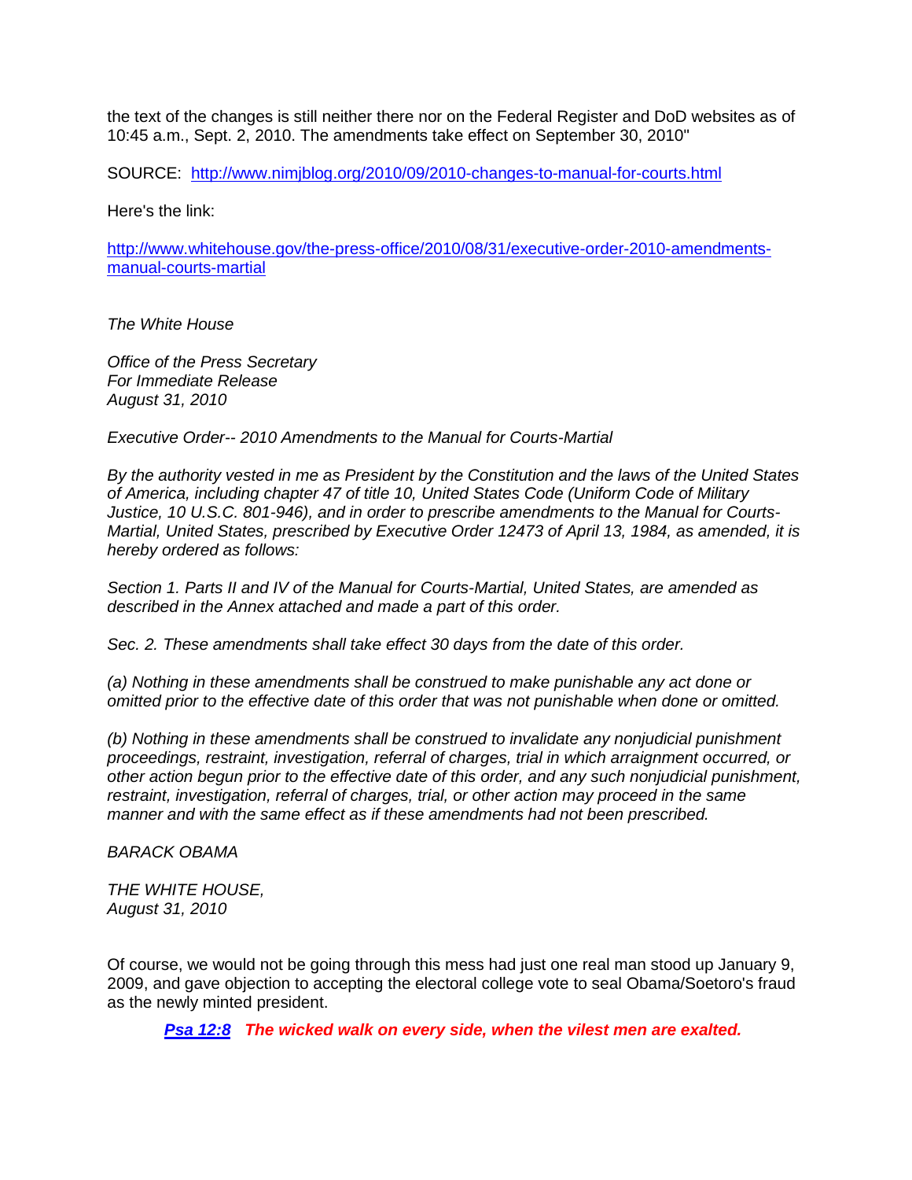the text of the changes is still neither there nor on the Federal Register and DoD websites as of 10:45 a.m., Sept. 2, 2010. The amendments take effect on September 30, 2010"

SOURCE: [http://www.nimjblog.org/2010/09/2010-changes-to-manual-for-courts.html](http://www.nimjblog.org/2010/09/2010-changes-to-manual-for-courts.html)

Here's the link:

[http://www.whitehouse.gov/the-press-office/2010/08/31/executive-order-2010-amendments-manual-courts-martial](http://www.whitehouse.gov/the-press-office/2010/08/31/executive-order-2010-amendments-manual-courts-martial)

*The White House*

*Office of the Press Secretary*
*For Immediate Release*
*August 31, 2010*

*Executive Order-- 2010 Amendments to the Manual for Courts-Martial*

*By the authority vested in me as President by the Constitution and the laws of the United States of America, including chapter 47 of title 10, United States Code (Uniform Code of Military Justice, 10 U.S.C. 801-946), and in order to prescribe amendments to the Manual for Courts-Martial, United States, prescribed by Executive Order 12473 of April 13, 1984, as amended, it is hereby ordered as follows:*

*Section 1. Parts II and IV of the Manual for Courts-Martial, United States, are amended as described in the Annex attached and made a part of this order.*

*Sec. 2. These amendments shall take effect 30 days from the date of this order.*

*(a) Nothing in these amendments shall be construed to make punishable any act done or omitted prior to the effective date of this order that was not punishable when done or omitted.*

*(b) Nothing in these amendments shall be construed to invalidate any nonjudicial punishment proceedings, restraint, investigation, referral of charges, trial in which arraignment occurred, or other action begun prior to the effective date of this order, and any such nonjudicial punishment, restraint, investigation, referral of charges, trial, or other action may proceed in the same manner and with the same effect as if these amendments had not been prescribed.*

*BARACK OBAMA*

*THE WHITE HOUSE,*
*August 31, 2010*

Of course, we would not be going through this mess had just one real man stood up January 9, 2009, and gave objection to accepting the electoral college vote to seal Obama/Soetoro's fraud as the newly minted president.

***Psa 12:8*** ***The wicked walk on every side, when the vilest men are exalted.***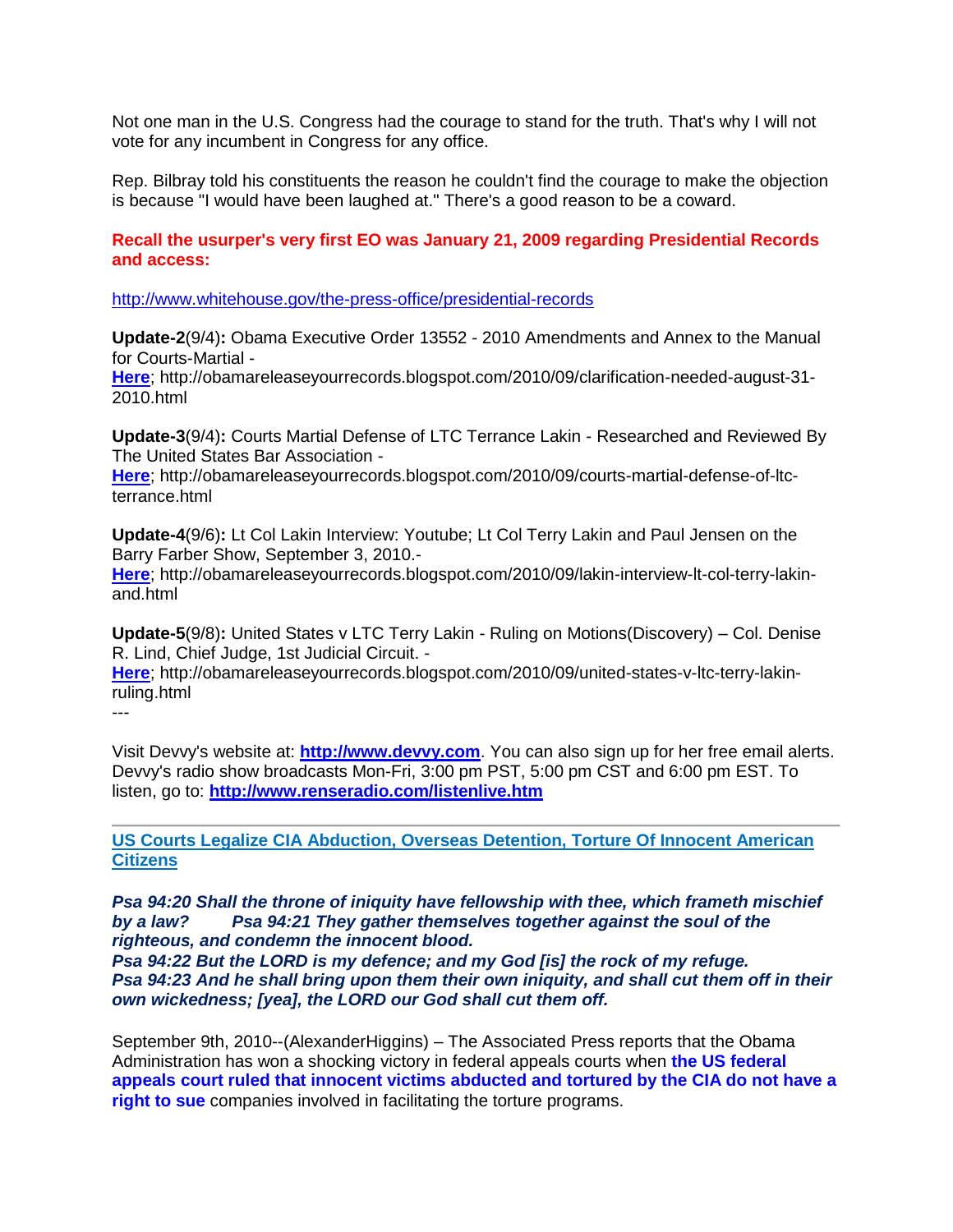Not one man in the U.S. Congress had the courage to stand for the truth. That's why I will not vote for any incumbent in Congress for any office.

Rep. Bilbray told his constituents the reason he couldn't find the courage to make the objection is because "I would have been laughed at." There's a good reason to be a coward.

**Recall the usurper's very first EO was January 21, 2009 regarding Presidential Records and access:**

[http://www.whitehouse.gov/the-press-office/presidential-records](http://www.whitehouse.gov/the-press-office/presidential-records)

**Update-2**(9/4)**:** Obama Executive Order 13552 - 2010 Amendments and Annex to the Manual for Courts-Martial - **[Here](http://obamareleaseyourrecords.blogspot.com/2010/09/clarification-needed-august-31-2010.html)**; http://obamareleaseyourrecords.blogspot.com/2010/09/clarification-needed-august-31-2010.html

**Update-3**(9/4)**:** Courts Martial Defense of LTC Terrance Lakin - Researched and Reviewed By The United States Bar Association - **[Here](http://obamareleaseyourrecords.blogspot.com/2010/09/courts-martial-defense-of-ltc-terrance.html)**; http://obamareleaseyourrecords.blogspot.com/2010/09/courts-martial-defense-of-ltc-terrance.html

**Update-4**(9/6)**:** Lt Col Lakin Interview: Youtube; Lt Col Terry Lakin and Paul Jensen on the Barry Farber Show, September 3, 2010.- **[Here](http://obamareleaseyourrecords.blogspot.com/2010/09/lakin-interview-lt-col-terry-lakin-and.html)**; http://obamareleaseyourrecords.blogspot.com/2010/09/lakin-interview-lt-col-terry-lakin-and.html

**Update-5**(9/8)**:** United States v LTC Terry Lakin - Ruling on Motions(Discovery) – Col. Denise R. Lind, Chief Judge, 1st Judicial Circuit. - **[Here](http://obamareleaseyourrecords.blogspot.com/2010/09/united-states-v-ltc-terry-lakin-ruling.html)**; http://obamareleaseyourrecords.blogspot.com/2010/09/united-states-v-ltc-terry-lakin-ruling.html

---

Visit Devvy's website at: **[http://www.devvy.com](http://www.devvy.com)**. You can also sign up for her free email alerts. Devvy's radio show broadcasts Mon-Fri, 3:00 pm PST, 5:00 pm CST and 6:00 pm EST. To listen, go to: **[http://www.renseradio.com/listenlive.htm](http://www.renseradio.com/listenlive.htm)**

---

**US Courts Legalize CIA Abduction, Overseas Detention, Torture Of Innocent American Citizens**

***Psa 94:20 Shall the throne of iniquity have fellowship with thee, which frameth mischief by a law? Psa 94:21 They gather themselves together against the soul of the righteous, and condemn the innocent blood.***
***Psa 94:22 But the LORD is my defence; and my God [is] the rock of my refuge.***
***Psa 94:23 And he shall bring upon them their own iniquity, and shall cut them off in their own wickedness; [yea], the LORD our God shall cut them off.***

September 9th, 2010--(AlexanderHiggins) – The Associated Press reports that the Obama Administration has won a shocking victory in federal appeals courts when **the US federal appeals court ruled that innocent victims abducted and tortured by the CIA do not have a right to sue** companies involved in facilitating the torture programs.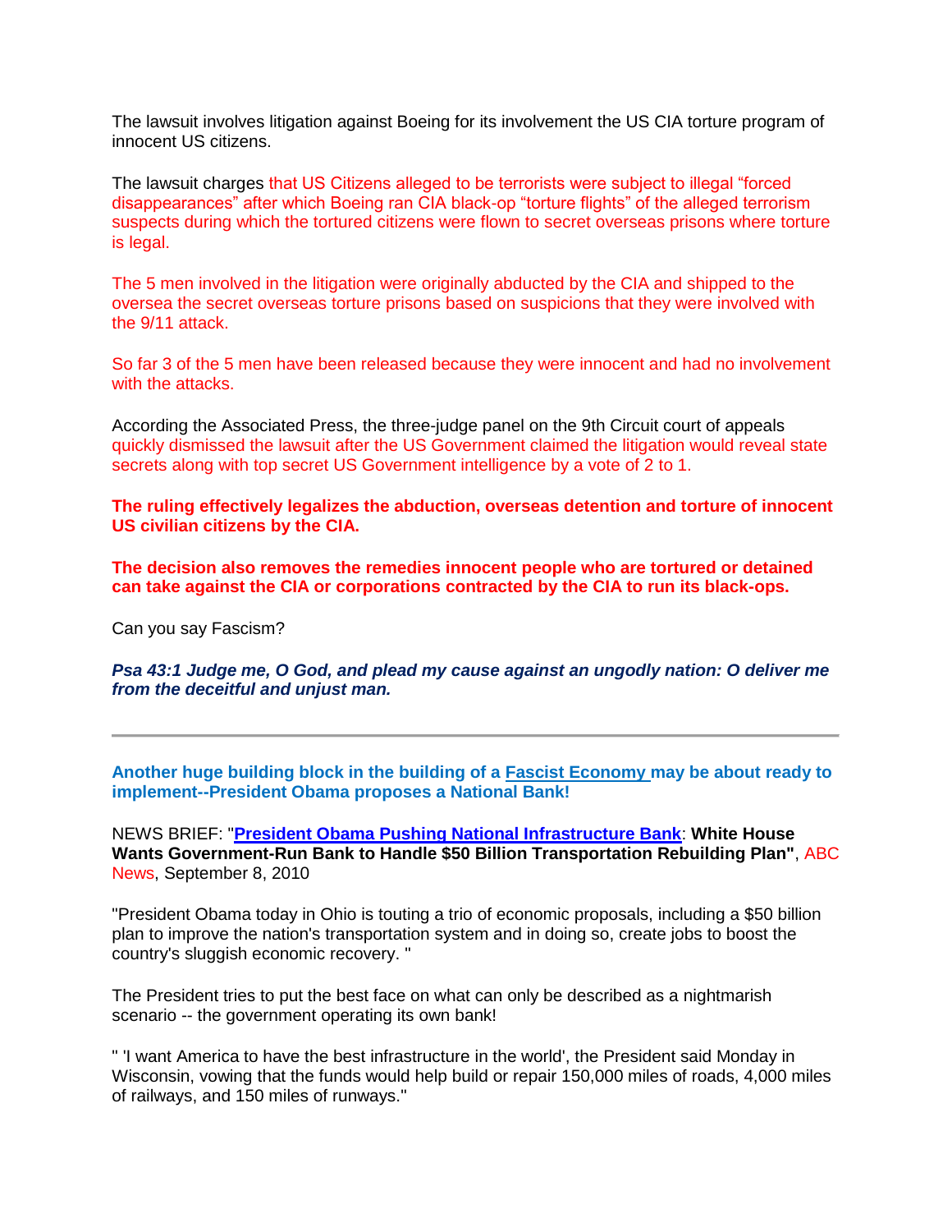The lawsuit involves litigation against Boeing for its involvement the US CIA torture program of innocent US citizens.

The lawsuit charges that US Citizens alleged to be terrorists were subject to illegal "forced disappearances" after which Boeing ran CIA black-op "torture flights" of the alleged terrorism suspects during which the tortured citizens were flown to secret overseas prisons where torture is legal.

The 5 men involved in the litigation were originally abducted by the CIA and shipped to the oversea the secret overseas torture prisons based on suspicions that they were involved with the 9/11 attack.

So far 3 of the 5 men have been released because they were innocent and had no involvement with the attacks.

According the Associated Press, the three-judge panel on the 9th Circuit court of appeals quickly dismissed the lawsuit after the US Government claimed the litigation would reveal state secrets along with top secret US Government intelligence by a vote of 2 to 1.

**The ruling effectively legalizes the abduction, overseas detention and torture of innocent US civilian citizens by the CIA.**

**The decision also removes the remedies innocent people who are tortured or detained can take against the CIA or corporations contracted by the CIA to run its black-ops.**

Can you say Fascism?

***Psa 43:1 Judge me, O God, and plead my cause against an ungodly nation: O deliver me from the deceitful and unjust man.***

---

**Another huge building block in the building of a Fascist Economy may be about ready to implement--President Obama proposes a National Bank!**

NEWS BRIEF: "**President Obama Pushing National Infrastructure Bank**: **White House Wants Government-Run Bank to Handle $50 Billion Transportation Rebuilding Plan"**, ABC News, September 8, 2010

"President Obama today in Ohio is touting a trio of economic proposals, including a $50 billion plan to improve the nation's transportation system and in doing so, create jobs to boost the country's sluggish economic recovery. "

The President tries to put the best face on what can only be described as a nightmarish scenario -- the government operating its own bank!

" 'I want America to have the best infrastructure in the world', the President said Monday in Wisconsin, vowing that the funds would help build or repair 150,000 miles of roads, 4,000 miles of railways, and 150 miles of runways."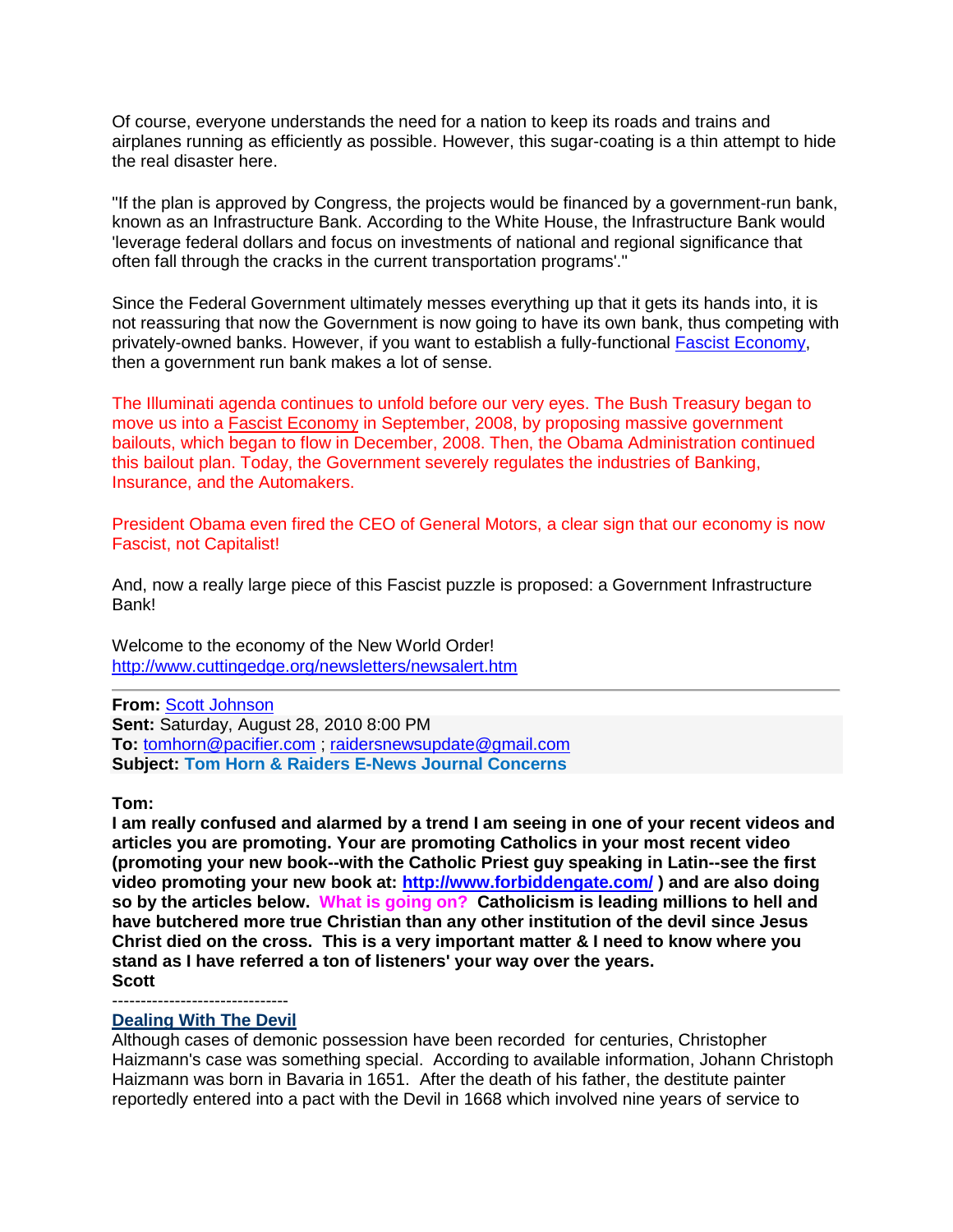Of course, everyone understands the need for a nation to keep its roads and trains and airplanes running as efficiently as possible. However, this sugar-coating is a thin attempt to hide the real disaster here.

"If the plan is approved by Congress, the projects would be financed by a government-run bank, known as an Infrastructure Bank. According to the White House, the Infrastructure Bank would 'leverage federal dollars and focus on investments of national and regional significance that often fall through the cracks in the current transportation programs'."

Since the Federal Government ultimately messes everything up that it gets its hands into, it is not reassuring that now the Government is now going to have its own bank, thus competing with privately-owned banks. However, if you want to establish a fully-functional Fascist Economy, then a government run bank makes a lot of sense.

The Illuminati agenda continues to unfold before our very eyes. The Bush Treasury began to move us into a Fascist Economy in September, 2008, by proposing massive government bailouts, which began to flow in December, 2008. Then, the Obama Administration continued this bailout plan. Today, the Government severely regulates the industries of Banking, Insurance, and the Automakers.

President Obama even fired the CEO of General Motors, a clear sign that our economy is now Fascist, not Capitalist!

And, now a really large piece of this Fascist puzzle is proposed: a Government Infrastructure Bank!

Welcome to the economy of the New World Order!
http://www.cuttingedge.org/newsletters/newsalert.htm

---

**From:** Scott Johnson
**Sent:** Saturday, August 28, 2010 8:00 PM
**To:** tomhorn@pacifier.com ; raidersnewsupdate@gmail.com
**Subject:** **Tom Horn & Raiders E-News Journal Concerns**

**Tom:**
**I am really confused and alarmed by a trend I am seeing in one of your recent videos and articles you are promoting. Your are promoting Catholics in your most recent video (promoting your new book--with the Catholic Priest guy speaking in Latin--see the first video promoting your new book at: http://www.forbiddengate.com/ ) and are also doing so by the articles below. What is going on? Catholicism is leading millions to hell and have butchered more true Christian than any other institution of the devil since Jesus Christ died on the cross. This is a very important matter & I need to know where you stand as I have referred a ton of listeners' your way over the years.**
**Scott**

-------------------------------

**Dealing With The Devil**
Although cases of demonic possession have been recorded for centuries, Christopher Haizmann's case was something special. According to available information, Johann Christoph Haizmann was born in Bavaria in 1651. After the death of his father, the destitute painter reportedly entered into a pact with the Devil in 1668 which involved nine years of service to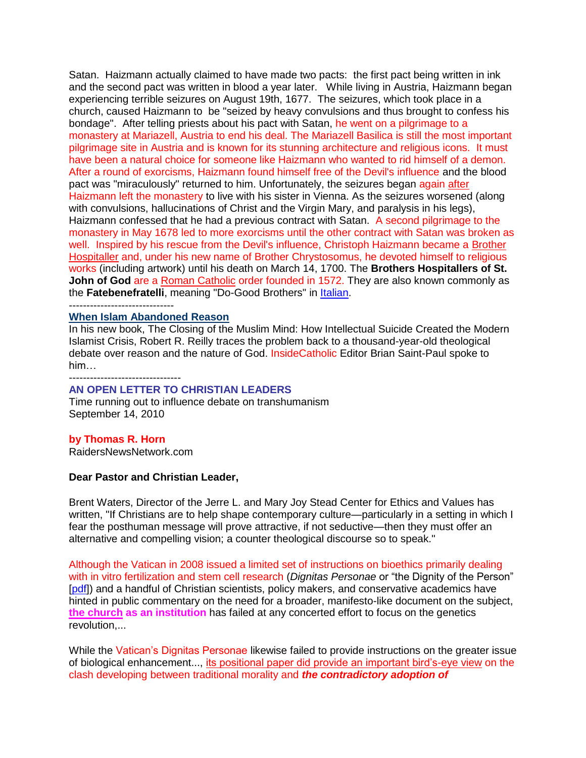Satan. Haizmann actually claimed to have made two pacts: the first pact being written in ink and the second pact was written in blood a year later. While living in Austria, Haizmann began experiencing terrible seizures on August 19th, 1677. The seizures, which took place in a church, caused Haizmann to be "seized by heavy convulsions and thus brought to confess his bondage". After telling priests about his pact with Satan, he went on a pilgrimage to a monastery at Mariazell, Austria to end his deal. The Mariazell Basilica is still the most important pilgrimage site in Austria and is known for its stunning architecture and religious icons. It must have been a natural choice for someone like Haizmann who wanted to rid himself of a demon. After a round of exorcisms, Haizmann found himself free of the Devil's influence and the blood pact was "miraculously" returned to him. Unfortunately, the seizures began again after Haizmann left the monastery to live with his sister in Vienna. As the seizures worsened (along with convulsions, hallucinations of Christ and the Virgin Mary, and paralysis in his legs), Haizmann confessed that he had a previous contract with Satan. A second pilgrimage to the monastery in May 1678 led to more exorcisms until the other contract with Satan was broken as well. Inspired by his rescue from the Devil's influence, Christoph Haizmann became a Brother Hospitaller and, under his new name of Brother Chrystosomus, he devoted himself to religious works (including artwork) until his death on March 14, 1700. The **Brothers Hospitallers of St. John of God** are a Roman Catholic order founded in 1572. They are also known commonly as the **Fatebenefratelli**, meaning "Do-Good Brothers" in Italian.

------------------------------

**When Islam Abandoned Reason**

In his new book, The Closing of the Muslim Mind: How Intellectual Suicide Created the Modern Islamist Crisis, Robert R. Reilly traces the problem back to a thousand-year-old theological debate over reason and the nature of God. InsideCatholic Editor Brian Saint-Paul spoke to him…

--------------------------------

**AN OPEN LETTER TO CHRISTIAN LEADERS**

Time running out to influence debate on transhumanism
September 14, 2010

**by Thomas R. Horn**
RaidersNewsNetwork.com

**Dear Pastor and Christian Leader,**

Brent Waters, Director of the Jerre L. and Mary Joy Stead Center for Ethics and Values has written, "If Christians are to help shape contemporary culture—particularly in a setting in which I fear the posthuman message will prove attractive, if not seductive—then they must offer an alternative and compelling vision; a counter theological discourse so to speak."

Although the Vatican in 2008 issued a limited set of instructions on bioethics primarily dealing with in vitro fertilization and stem cell research (*Dignitas Personae* or "the Dignity of the Person" [pdf]) and a handful of Christian scientists, policy makers, and conservative academics have hinted in public commentary on the need for a broader, manifesto-like document on the subject, **the church as an institution** has failed at any concerted effort to focus on the genetics revolution,...

While the Vatican's Dignitas Personae likewise failed to provide instructions on the greater issue of biological enhancement..., its positional paper did provide an important bird's-eye view on the clash developing between traditional morality and ***the contradictory adoption of***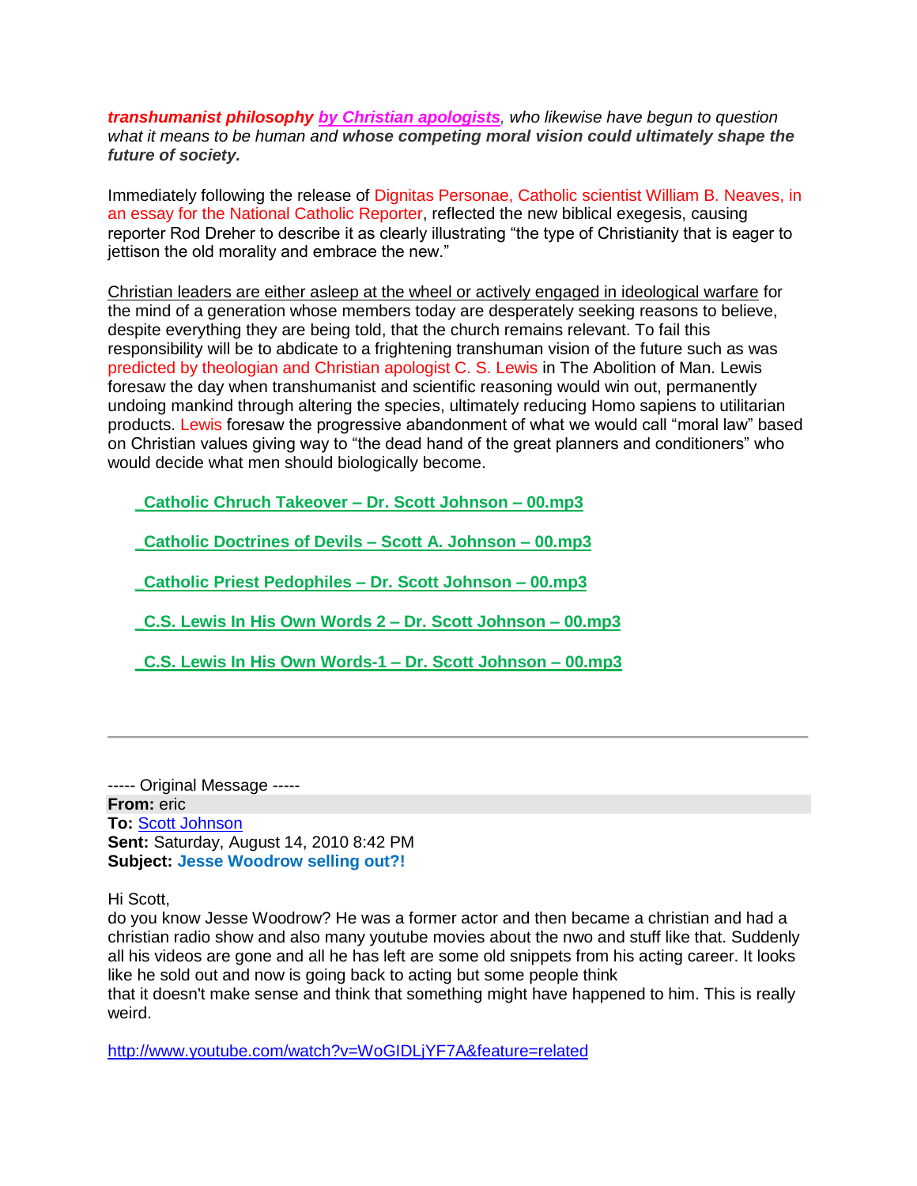***transhumanist philosophy** [by Christian apologists](), who likewise have begun to question what it means to be human and **whose competing moral vision could ultimately shape the future of society.***

Immediately following the release of Dignitas Personae, Catholic scientist William B. Neaves, in an essay for the National Catholic Reporter, reflected the new biblical exegesis, causing reporter Rod Dreher to describe it as clearly illustrating "the type of Christianity that is eager to jettison the old morality and embrace the new."

Christian leaders are either asleep at the wheel or actively engaged in ideological warfare for the mind of a generation whose members today are desperately seeking reasons to believe, despite everything they are being told, that the church remains relevant. To fail this responsibility will be to abdicate to a frightening transhuman vision of the future such as was predicted by theologian and Christian apologist C. S. Lewis in The Abolition of Man. Lewis foresaw the day when transhumanist and scientific reasoning would win out, permanently undoing mankind through altering the species, ultimately reducing Homo sapiens to utilitarian products. Lewis foresaw the progressive abandonment of what we would call "moral law" based on Christian values giving way to "the dead hand of the great planners and conditioners" who would decide what men should biologically become.

**_Catholic Chruch Takeover – Dr. Scott Johnson – 00.mp3**

**_Catholic Doctrines of Devils – Scott A. Johnson – 00.mp3**

**_Catholic Priest Pedophiles – Dr. Scott Johnson – 00.mp3**

**_C.S. Lewis In His Own Words 2 – Dr. Scott Johnson – 00.mp3**

**_C.S. Lewis In His Own Words-1 – Dr. Scott Johnson – 00.mp3**

---

----- Original Message -----
**From:** eric
**To:** Scott Johnson
**Sent:** Saturday, August 14, 2010 8:42 PM
**Subject:** **Jesse Woodrow selling out?!**

Hi Scott,
do you know Jesse Woodrow? He was a former actor and then became a christian and had a christian radio show and also many youtube movies about the nwo and stuff like that. Suddenly all his videos are gone and all he has left are some old snippets from his acting career. It looks like he sold out and now is going back to acting but some people think
that it doesn't make sense and think that something might have happened to him. This is really weird.

http://www.youtube.com/watch?v=WoGIDLjYF7A&feature=related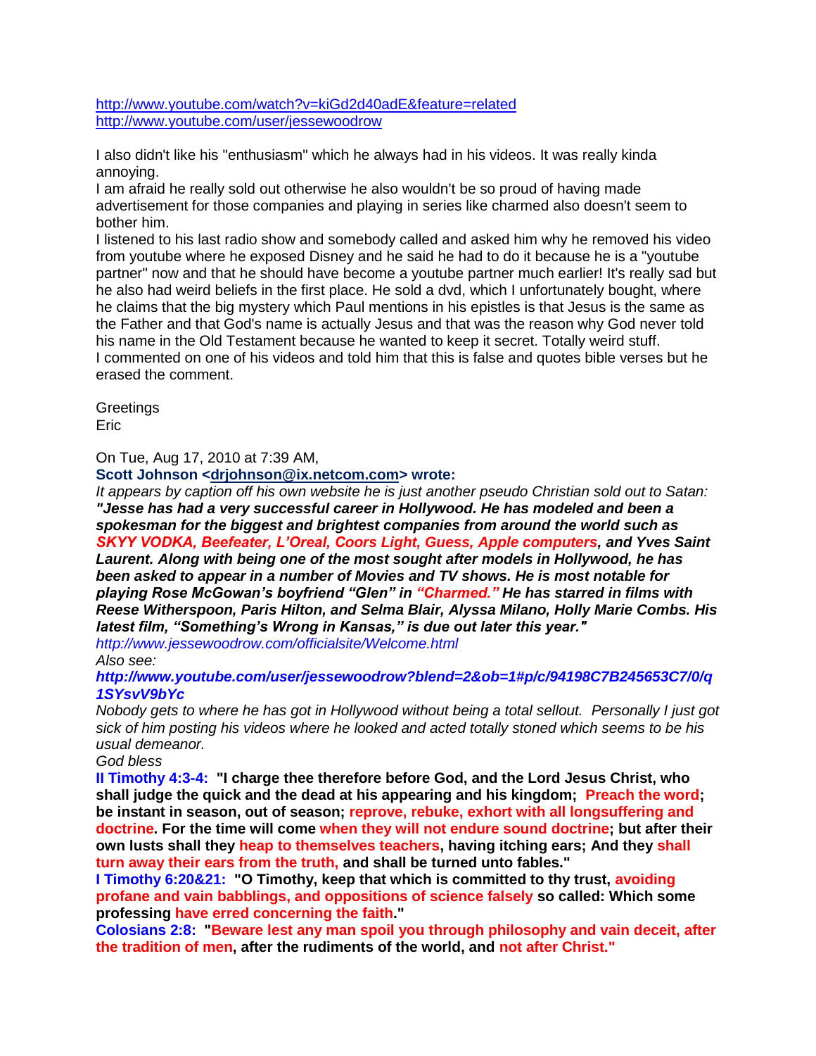http://www.youtube.com/watch?v=kiGd2d40adE&feature=related
http://www.youtube.com/user/jessewoodrow

I also didn't like his "enthusiasm" which he always had in his videos. It was really kinda annoying.
I am afraid he really sold out otherwise he also wouldn't be so proud of having made advertisement for those companies and playing in series like charmed also doesn't seem to bother him.
I listened to his last radio show and somebody called and asked him why he removed his video from youtube where he exposed Disney and he said he had to do it because he is a "youtube partner" now and that he should have become a youtube partner much earlier! It's really sad but he also had weird beliefs in the first place. He sold a dvd, which I unfortunately bought, where he claims that the big mystery which Paul mentions in his epistles is that Jesus is the same as the Father and that God's name is actually Jesus and that was the reason why God never told his name in the Old Testament because he wanted to keep it secret. Totally weird stuff.
I commented on one of his videos and told him that this is false and quotes bible verses but he erased the comment.

Greetings
Eric

On Tue, Aug 17, 2010 at 7:39 AM,
**Scott Johnson <drjohnson@ix.netcom.com> wrote:**

*It appears by caption off his own website he is just another pseudo Christian sold out to Satan:*
***"Jesse has had a very successful career in Hollywood. He has modeled and been a spokesman for the biggest and brightest companies from around the world such as SKYY VODKA, Beefeater, L'Oreal, Coors Light, Guess, Apple computers, and Yves Saint Laurent. Along with being one of the most sought after models in Hollywood, he has been asked to appear in a number of Movies and TV shows. He is most notable for playing Rose McGowan's boyfriend "Glen" in "Charmed." He has starred in films with Reese Witherspoon, Paris Hilton, and Selma Blair, Alyssa Milano, Holly Marie Combs. His latest film, "Something's Wrong in Kansas," is due out later this year."***
*http://www.jessewoodrow.com/officialsite/Welcome.html*
*Also see:*
***http://www.youtube.com/user/jessewoodrow?blend=2&ob=1#p/c/94198C7B245653C7/0/q1SYsvV9bYc***
*Nobody gets to where he has got in Hollywood without being a total sellout. Personally I just got sick of him posting his videos where he looked and acted totally stoned which seems to be his usual demeanor.*
*God bless*

**II Timothy 4:3-4: "I charge thee therefore before God, and the Lord Jesus Christ, who shall judge the quick and the dead at his appearing and his kingdom; Preach the word; be instant in season, out of season; reprove, rebuke, exhort with all longsuffering and doctrine. For the time will come when they will not endure sound doctrine; but after their own lusts shall they heap to themselves teachers, having itching ears; And they shall turn away their ears from the truth, and shall be turned unto fables."**
**I Timothy 6:20&21: "O Timothy, keep that which is committed to thy trust, avoiding profane and vain babblings, and oppositions of science falsely so called: Which some professing have erred concerning the faith."**
**Colosians 2:8: "Beware lest any man spoil you through philosophy and vain deceit, after the tradition of men, after the rudiments of the world, and not after Christ."**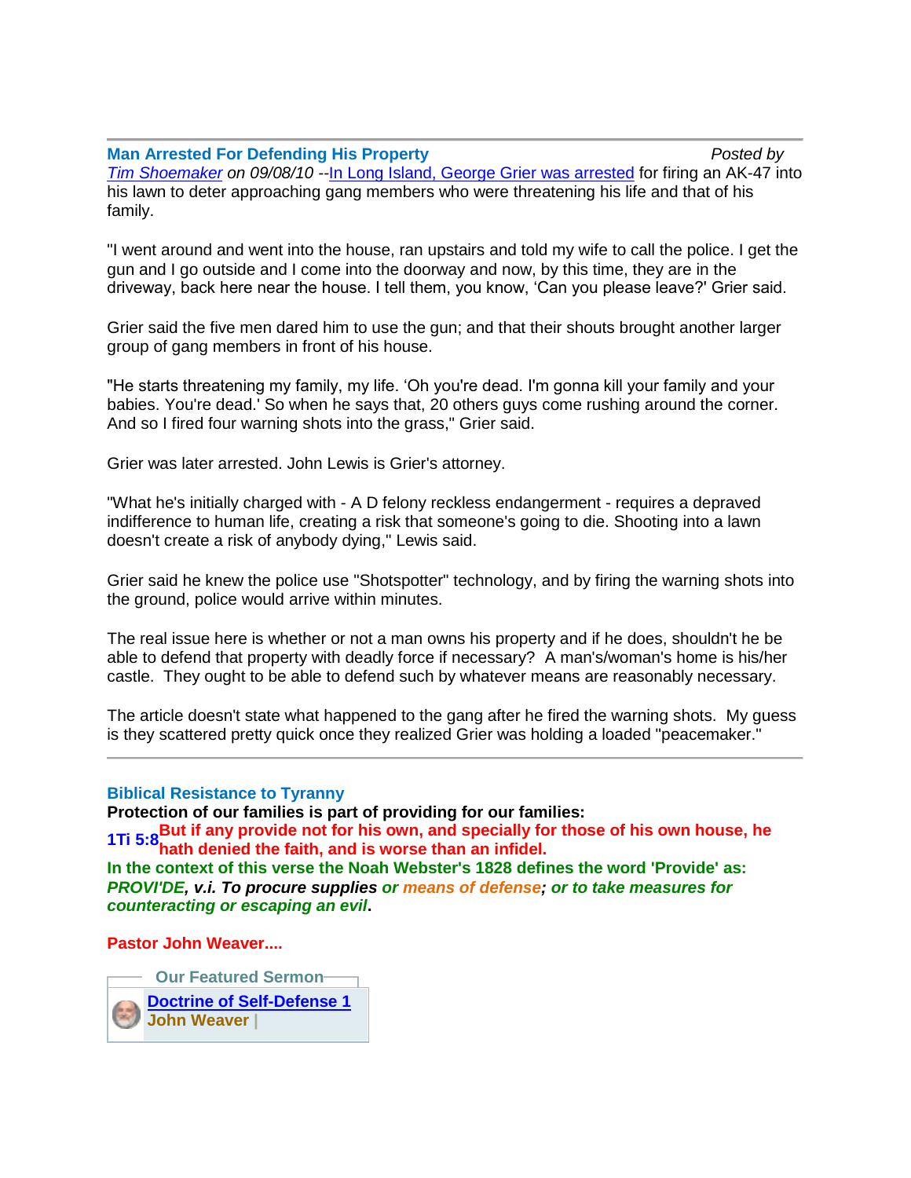## Man Arrested For Defending His Property

*Posted by Tim Shoemaker on 09/08/10* --In Long Island, George Grier was arrested for firing an AK-47 into his lawn to deter approaching gang members who were threatening his life and that of his family.

"I went around and went into the house, ran upstairs and told my wife to call the police. I get the gun and I go outside and I come into the doorway and now, by this time, they are in the driveway, back here near the house. I tell them, you know, 'Can you please leave?' Grier said.

Grier said the five men dared him to use the gun; and that their shouts brought another larger group of gang members in front of his house.

"He starts threatening my family, my life. 'Oh you're dead. I'm gonna kill your family and your babies. You're dead.' So when he says that, 20 others guys come rushing around the corner. And so I fired four warning shots into the grass," Grier said.

Grier was later arrested. John Lewis is Grier's attorney.

"What he's initially charged with - A D felony reckless endangerment - requires a depraved indifference to human life, creating a risk that someone's going to die. Shooting into a lawn doesn't create a risk of anybody dying," Lewis said.

Grier said he knew the police use "Shotspotter" technology, and by firing the warning shots into the ground, police would arrive within minutes.

The real issue here is whether or not a man owns his property and if he does, shouldn't he be able to defend that property with deadly force if necessary? A man's/woman's home is his/her castle. They ought to be able to defend such by whatever means are reasonably necessary.

The article doesn't state what happened to the gang after he fired the warning shots. My guess is they scattered pretty quick once they realized Grier was holding a loaded "peacemaker."

---

## Biblical Resistance to Tyranny

**Protection of our families is part of providing for our families:**

**1Ti 5:8 But if any provide not for his own, and specially for those of his own house, he hath denied the faith, and is worse than an infidel.**

**In the context of this verse the Noah Webster's 1828 defines the word 'Provide' as:**
***PROVI'DE, v.i. To procure supplies or means of defense; or to take measures for counteracting or escaping an evil.***

**Pastor John Weaver....**

**Our Featured Sermon**

**Doctrine of Self-Defense 1**
**John Weaver |**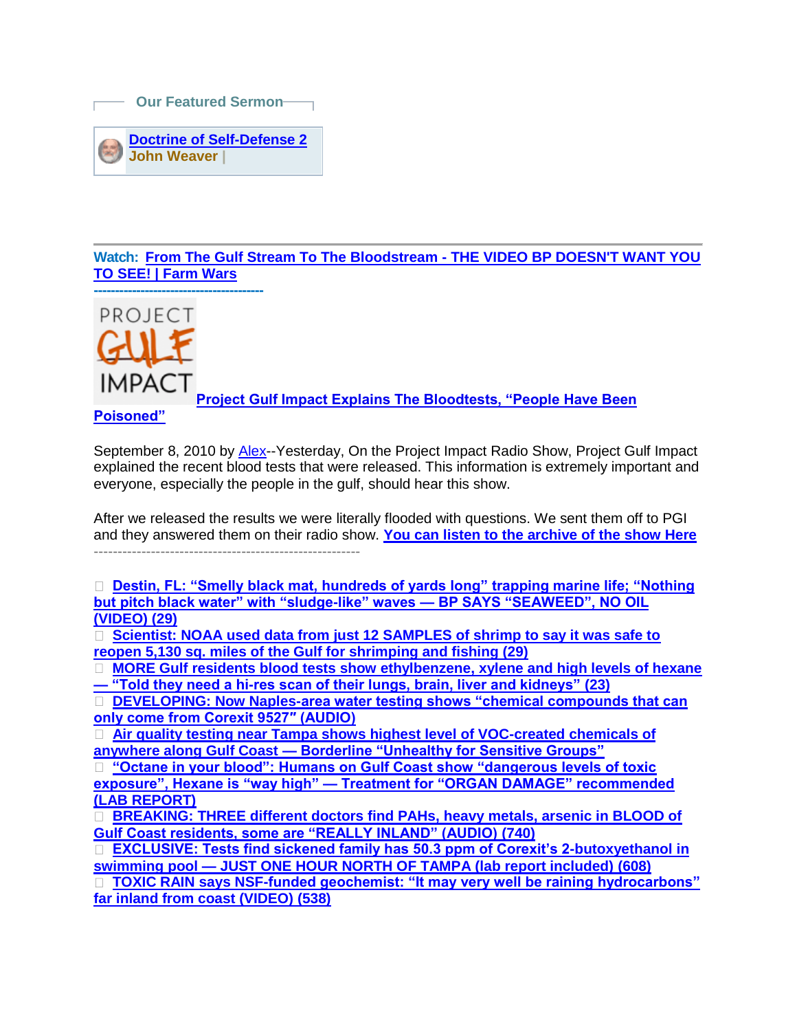Our Featured Sermon

**Doctrine of Self-Defense 2**
**John Weaver |**

---

**Watch: From The Gulf Stream To The Bloodstream - THE VIDEO BP DOESN'T WANT YOU TO SEE! | Farm Wars**

----------------------------------------

PROJECT GULF IMPACT **Project Gulf Impact Explains The Bloodtests, "People Have Been Poisoned"**

September 8, 2010 by Alex--Yesterday, On the Project Impact Radio Show, Project Gulf Impact explained the recent blood tests that were released. This information is extremely important and everyone, especially the people in the gulf, should hear this show.

After we released the results we were literally flooded with questions. We sent them off to PGI and they answered them on their radio show. **You can listen to the archive of the show Here**

--------------------------------------------------------

- **Destin, FL: "Smelly black mat, hundreds of yards long" trapping marine life; "Nothing but pitch black water" with "sludge-like" waves — BP SAYS "SEAWEED", NO OIL (VIDEO) (29)**
- **Scientist: NOAA used data from just 12 SAMPLES of shrimp to say it was safe to reopen 5,130 sq. miles of the Gulf for shrimping and fishing (29)**
- **MORE Gulf residents blood tests show ethylbenzene, xylene and high levels of hexane — "Told they need a hi-res scan of their lungs, brain, liver and kidneys" (23)**
- **DEVELOPING: Now Naples-area water testing shows "chemical compounds that can only come from Corexit 9527″ (AUDIO)**
- **Air quality testing near Tampa shows highest level of VOC-created chemicals of anywhere along Gulf Coast — Borderline "Unhealthy for Sensitive Groups"**
- **"Octane in your blood": Humans on Gulf Coast show "dangerous levels of toxic exposure", Hexane is "way high" — Treatment for "ORGAN DAMAGE" recommended (LAB REPORT)**
- **BREAKING: THREE different doctors find PAHs, heavy metals, arsenic in BLOOD of Gulf Coast residents, some are "REALLY INLAND" (AUDIO) (740)**
- **EXCLUSIVE: Tests find sickened family has 50.3 ppm of Corexit's 2-butoxyethanol in swimming pool — JUST ONE HOUR NORTH OF TAMPA (lab report included) (608)**
- **TOXIC RAIN says NSF-funded geochemist: "It may very well be raining hydrocarbons" far inland from coast (VIDEO) (538)**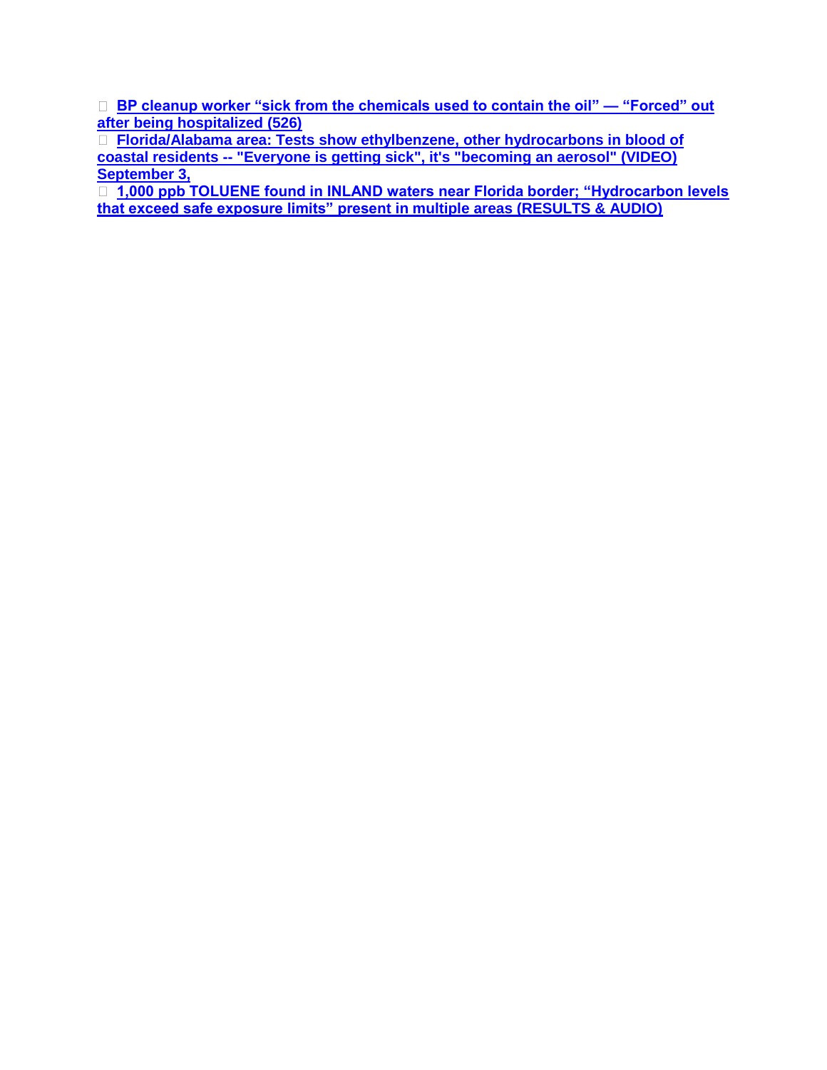- **BP cleanup worker "sick from the chemicals used to contain the oil" — "Forced" out after being hospitalized (526)**
- **Florida/Alabama area: Tests show ethylbenzene, other hydrocarbons in blood of coastal residents -- "Everyone is getting sick", it's "becoming an aerosol" (VIDEO) September 3,**
- **1,000 ppb TOLUENE found in INLAND waters near Florida border; "Hydrocarbon levels that exceed safe exposure limits" present in multiple areas (RESULTS & AUDIO)**